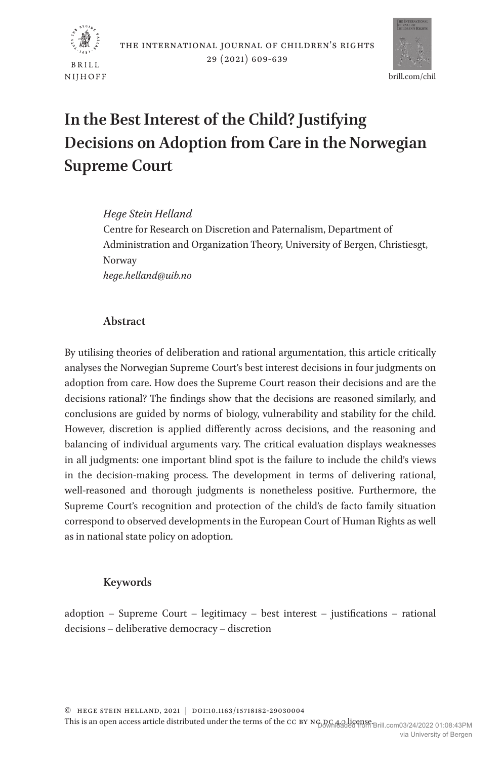# In the Best Interest of the Child? Justifying Decisions on Adoption from Care in the Norwegian Supreme Court

*Hege Stein Helland*
Centre for Research on Discretion and Paternalism, Department of Administration and Organization Theory, University of Bergen, Christiesgt, Norway
*hege.helland@uib.no*

## Abstract

By utilising theories of deliberation and rational argumentation, this article critically analyses the Norwegian Supreme Court's best interest decisions in four judgments on adoption from care. How does the Supreme Court reason their decisions and are the decisions rational? The findings show that the decisions are reasoned similarly, and conclusions are guided by norms of biology, vulnerability and stability for the child. However, discretion is applied differently across decisions, and the reasoning and balancing of individual arguments vary. The critical evaluation displays weaknesses in all judgments: one important blind spot is the failure to include the child's views in the decision-making process. The development in terms of delivering rational, well-reasoned and thorough judgments is nonetheless positive. Furthermore, the Supreme Court's recognition and protection of the child's de facto family situation correspond to observed developments in the European Court of Human Rights as well as in national state policy on adoption.

## Keywords

adoption – Supreme Court – legitimacy – best interest – justifications – rational decisions – deliberative democracy – discretion

© Hege Stein Helland, 2021 | doi:10.1163/15718182-29030004
This is an open access article distributed under the terms of the cc by nc dc 4.0 license.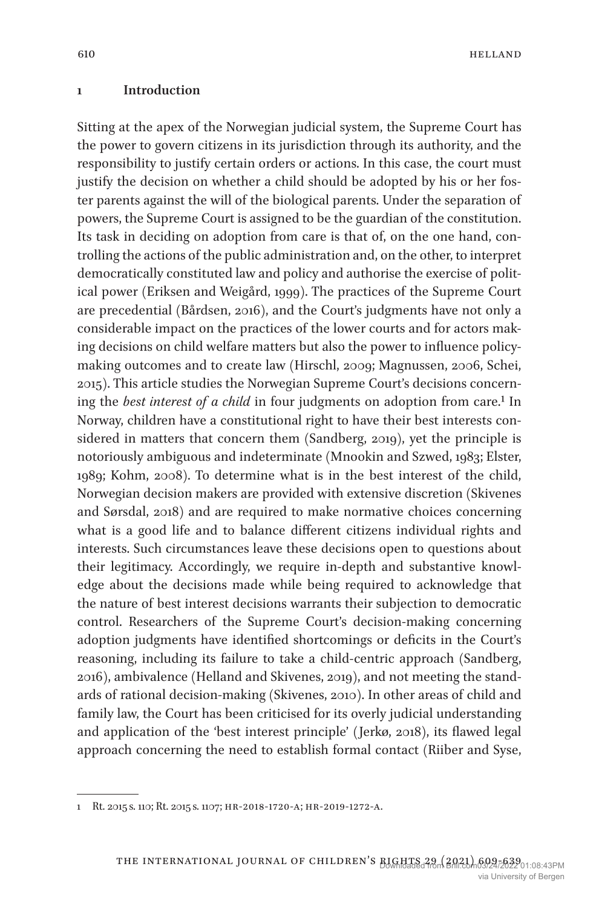## 1 Introduction

Sitting at the apex of the Norwegian judicial system, the Supreme Court has the power to govern citizens in its jurisdiction through its authority, and the responsibility to justify certain orders or actions. In this case, the court must justify the decision on whether a child should be adopted by his or her foster parents against the will of the biological parents. Under the separation of powers, the Supreme Court is assigned to be the guardian of the constitution. Its task in deciding on adoption from care is that of, on the one hand, controlling the actions of the public administration and, on the other, to interpret democratically constituted law and policy and authorise the exercise of political power (Eriksen and Weigård, 1999). The practices of the Supreme Court are precedential (Bårdsen, 2016), and the Court's judgments have not only a considerable impact on the practices of the lower courts and for actors making decisions on child welfare matters but also the power to influence policy-making outcomes and to create law (Hirschl, 2009; Magnussen, 2006, Schei, 2015). This article studies the Norwegian Supreme Court's decisions concerning the *best interest of a child* in four judgments on adoption from care.[1] In Norway, children have a constitutional right to have their best interests considered in matters that concern them (Sandberg, 2019), yet the principle is notoriously ambiguous and indeterminate (Mnookin and Szwed, 1983; Elster, 1989; Kohm, 2008). To determine what is in the best interest of the child, Norwegian decision makers are provided with extensive discretion (Skivenes and Sørsdal, 2018) and are required to make normative choices concerning what is a good life and to balance different citizens individual rights and interests. Such circumstances leave these decisions open to questions about their legitimacy. Accordingly, we require in-depth and substantive knowledge about the decisions made while being required to acknowledge that the nature of best interest decisions warrants their subjection to democratic control. Researchers of the Supreme Court's decision-making concerning adoption judgments have identified shortcomings or deficits in the Court's reasoning, including its failure to take a child-centric approach (Sandberg, 2016), ambivalence (Helland and Skivenes, 2019), and not meeting the standards of rational decision-making (Skivenes, 2010). In other areas of child and family law, the Court has been criticised for its overly judicial understanding and application of the 'best interest principle' (Jerkø, 2018), its flawed legal approach concerning the need to establish formal contact (Riiber and Syse,

---

1 Rt. 2015 s. 110; Rt. 2015 s. 1107; HR-2018-1720-A; HR-2019-1272-A.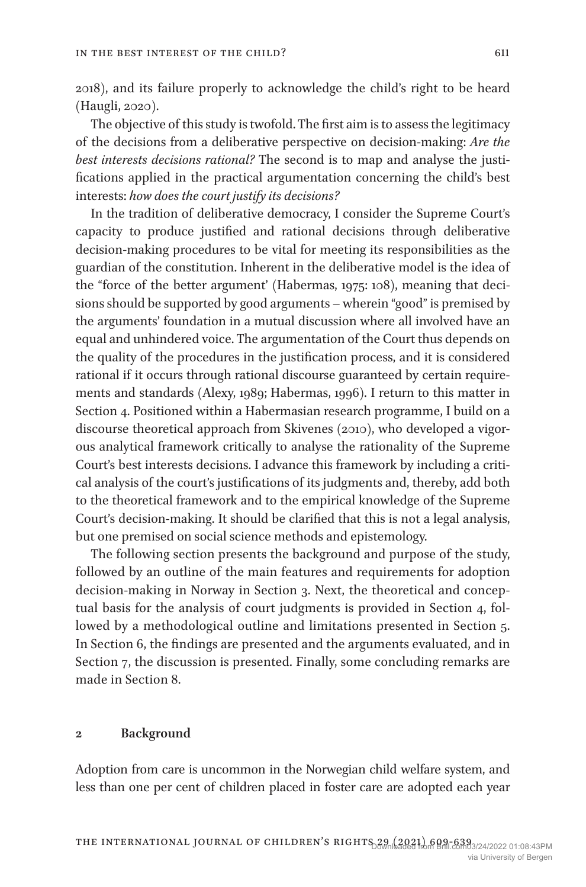2018), and its failure properly to acknowledge the child's right to be heard (Haugli, 2020).

The objective of this study is twofold. The first aim is to assess the legitimacy of the decisions from a deliberative perspective on decision-making: *Are the best interests decisions rational?* The second is to map and analyse the justifications applied in the practical argumentation concerning the child's best interests: *how does the court justify its decisions?*

In the tradition of deliberative democracy, I consider the Supreme Court's capacity to produce justified and rational decisions through deliberative decision-making procedures to be vital for meeting its responsibilities as the guardian of the constitution. Inherent in the deliberative model is the idea of the "force of the better argument' (Habermas, 1975: 108), meaning that decisions should be supported by good arguments – wherein "good" is premised by the arguments' foundation in a mutual discussion where all involved have an equal and unhindered voice. The argumentation of the Court thus depends on the quality of the procedures in the justification process, and it is considered rational if it occurs through rational discourse guaranteed by certain requirements and standards (Alexy, 1989; Habermas, 1996). I return to this matter in Section 4. Positioned within a Habermasian research programme, I build on a discourse theoretical approach from Skivenes (2010), who developed a vigorous analytical framework critically to analyse the rationality of the Supreme Court's best interests decisions. I advance this framework by including a critical analysis of the court's justifications of its judgments and, thereby, add both to the theoretical framework and to the empirical knowledge of the Supreme Court's decision-making. It should be clarified that this is not a legal analysis, but one premised on social science methods and epistemology.

The following section presents the background and purpose of the study, followed by an outline of the main features and requirements for adoption decision-making in Norway in Section 3. Next, the theoretical and conceptual basis for the analysis of court judgments is provided in Section 4, followed by a methodological outline and limitations presented in Section 5. In Section 6, the findings are presented and the arguments evaluated, and in Section 7, the discussion is presented. Finally, some concluding remarks are made in Section 8.

## 2 Background

Adoption from care is uncommon in the Norwegian child welfare system, and less than one per cent of children placed in foster care are adopted each year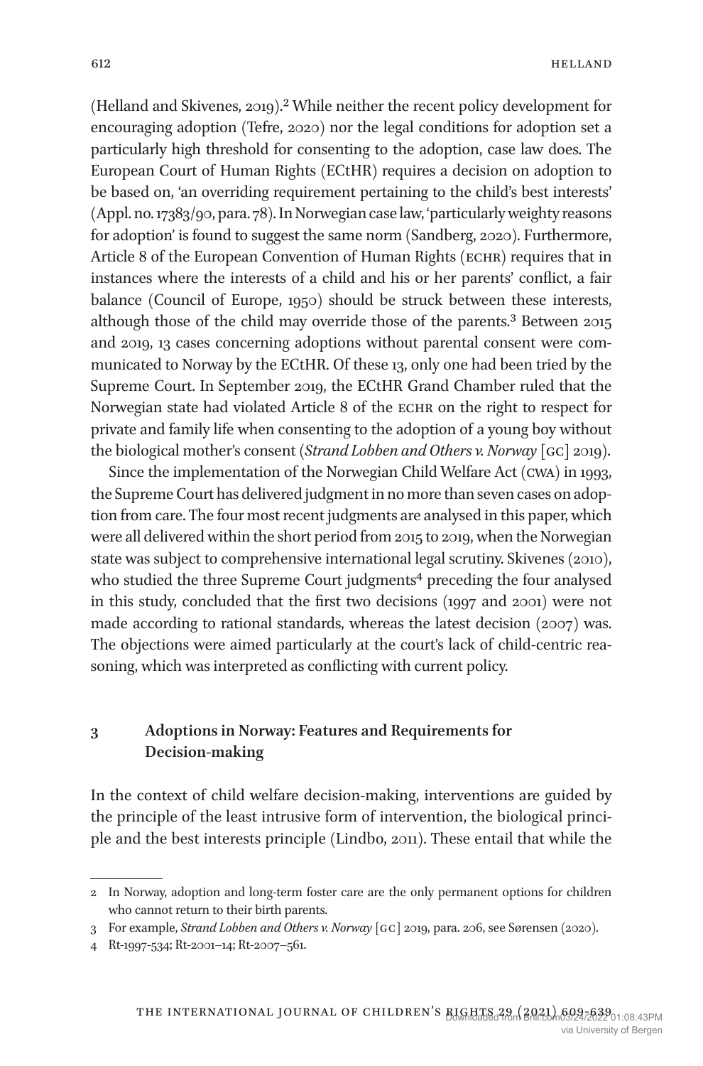(Helland and Skivenes, 2019).[2] While neither the recent policy development for encouraging adoption (Tefre, 2020) nor the legal conditions for adoption set a particularly high threshold for consenting to the adoption, case law does. The European Court of Human Rights (ECtHR) requires a decision on adoption to be based on, 'an overriding requirement pertaining to the child's best interests' (Appl. no. 17383/90, para. 78). In Norwegian case law, 'particularly weighty reasons for adoption' is found to suggest the same norm (Sandberg, 2020). Furthermore, Article 8 of the European Convention of Human Rights (ECHR) requires that in instances where the interests of a child and his or her parents' conflict, a fair balance (Council of Europe, 1950) should be struck between these interests, although those of the child may override those of the parents.[3] Between 2015 and 2019, 13 cases concerning adoptions without parental consent were communicated to Norway by the ECtHR. Of these 13, only one had been tried by the Supreme Court. In September 2019, the ECtHR Grand Chamber ruled that the Norwegian state had violated Article 8 of the ECHR on the right to respect for private and family life when consenting to the adoption of a young boy without the biological mother's consent (*Strand Lobben and Others v. Norway* [GC] 2019).

Since the implementation of the Norwegian Child Welfare Act (CWA) in 1993, the Supreme Court has delivered judgment in no more than seven cases on adoption from care. The four most recent judgments are analysed in this paper, which were all delivered within the short period from 2015 to 2019, when the Norwegian state was subject to comprehensive international legal scrutiny. Skivenes (2010), who studied the three Supreme Court judgments[4] preceding the four analysed in this study, concluded that the first two decisions (1997 and 2001) were not made according to rational standards, whereas the latest decision (2007) was. The objections were aimed particularly at the court's lack of child-centric reasoning, which was interpreted as conflicting with current policy.

## 3 Adoptions in Norway: Features and Requirements for Decision-making

In the context of child welfare decision-making, interventions are guided by the principle of the least intrusive form of intervention, the biological principle and the best interests principle (Lindbo, 2011). These entail that while the

---

2 In Norway, adoption and long-term foster care are the only permanent options for children who cannot return to their birth parents.

3 For example, *Strand Lobben and Others v. Norway* [GC] 2019, para. 206, see Sørensen (2020).

4 Rt-1997-534; Rt-2001–14; Rt-2007–561.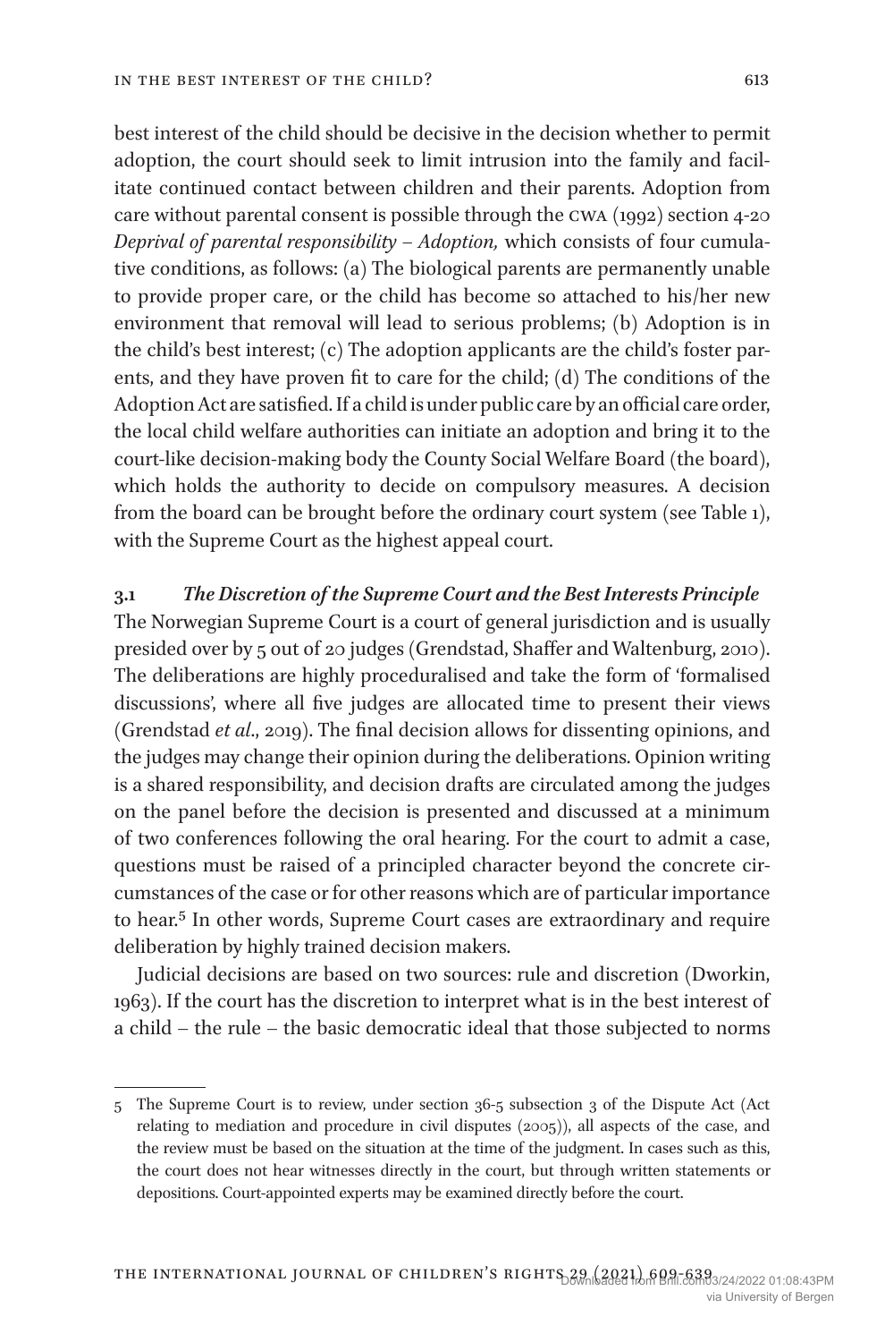best interest of the child should be decisive in the decision whether to permit adoption, the court should seek to limit intrusion into the family and facilitate continued contact between children and their parents. Adoption from care without parental consent is possible through the CWA (1992) section 4-20 *Deprival of parental responsibility – Adoption,* which consists of four cumulative conditions, as follows: (a) The biological parents are permanently unable to provide proper care, or the child has become so attached to his/her new environment that removal will lead to serious problems; (b) Adoption is in the child's best interest; (c) The adoption applicants are the child's foster parents, and they have proven fit to care for the child; (d) The conditions of the Adoption Act are satisfied. If a child is under public care by an official care order, the local child welfare authorities can initiate an adoption and bring it to the court-like decision-making body the County Social Welfare Board (the board), which holds the authority to decide on compulsory measures. A decision from the board can be brought before the ordinary court system (see Table 1), with the Supreme Court as the highest appeal court.

### 3.1 *The Discretion of the Supreme Court and the Best Interests Principle*

The Norwegian Supreme Court is a court of general jurisdiction and is usually presided over by 5 out of 20 judges (Grendstad, Shaffer and Waltenburg, 2010). The deliberations are highly proceduralised and take the form of 'formalised discussions', where all five judges are allocated time to present their views (Grendstad *et al*., 2019). The final decision allows for dissenting opinions, and the judges may change their opinion during the deliberations. Opinion writing is a shared responsibility, and decision drafts are circulated among the judges on the panel before the decision is presented and discussed at a minimum of two conferences following the oral hearing. For the court to admit a case, questions must be raised of a principled character beyond the concrete circumstances of the case or for other reasons which are of particular importance to hear.[5] In other words, Supreme Court cases are extraordinary and require deliberation by highly trained decision makers.

Judicial decisions are based on two sources: rule and discretion (Dworkin, 1963). If the court has the discretion to interpret what is in the best interest of a child – the rule – the basic democratic ideal that those subjected to norms

---

5 The Supreme Court is to review, under section 36-5 subsection 3 of the Dispute Act (Act relating to mediation and procedure in civil disputes (2005)), all aspects of the case, and the review must be based on the situation at the time of the judgment. In cases such as this, the court does not hear witnesses directly in the court, but through written statements or depositions. Court-appointed experts may be examined directly before the court.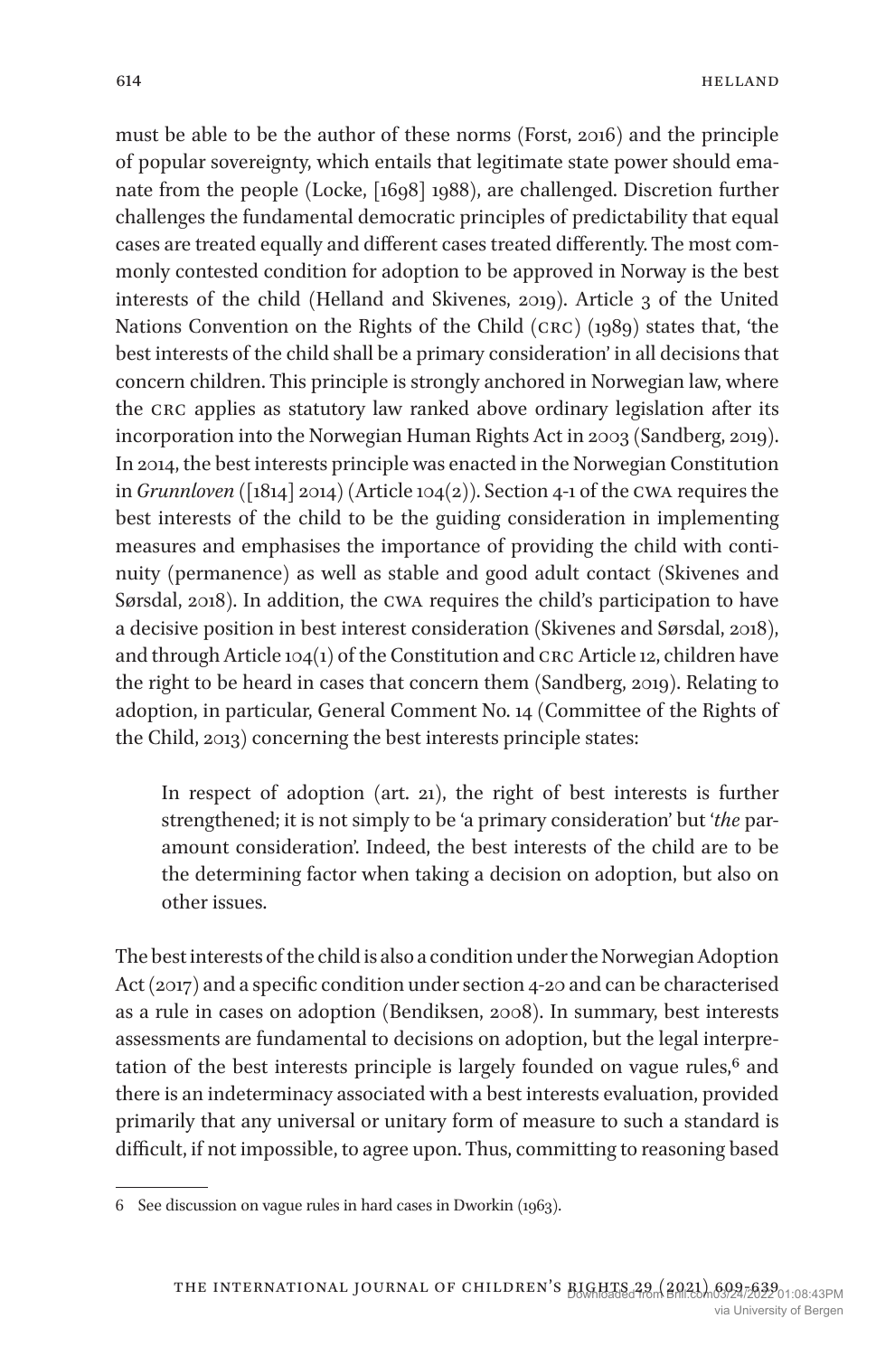must be able to be the author of these norms (Forst, 2016) and the principle of popular sovereignty, which entails that legitimate state power should emanate from the people (Locke, [1698] 1988), are challenged. Discretion further challenges the fundamental democratic principles of predictability that equal cases are treated equally and different cases treated differently. The most commonly contested condition for adoption to be approved in Norway is the best interests of the child (Helland and Skivenes, 2019). Article 3 of the United Nations Convention on the Rights of the Child (CRC) (1989) states that, 'the best interests of the child shall be a primary consideration' in all decisions that concern children. This principle is strongly anchored in Norwegian law, where the CRC applies as statutory law ranked above ordinary legislation after its incorporation into the Norwegian Human Rights Act in 2003 (Sandberg, 2019). In 2014, the best interests principle was enacted in the Norwegian Constitution in *Grunnloven* ([1814] 2014) (Article 104(2)). Section 4-1 of the CWA requires the best interests of the child to be the guiding consideration in implementing measures and emphasises the importance of providing the child with continuity (permanence) as well as stable and good adult contact (Skivenes and Sørsdal, 2018). In addition, the CWA requires the child's participation to have a decisive position in best interest consideration (Skivenes and Sørsdal, 2018), and through Article 104(1) of the Constitution and CRC Article 12, children have the right to be heard in cases that concern them (Sandberg, 2019). Relating to adoption, in particular, General Comment No. 14 (Committee of the Rights of the Child, 2013) concerning the best interests principle states:

> In respect of adoption (art. 21), the right of best interests is further strengthened; it is not simply to be 'a primary consideration' but '*the* paramount consideration'. Indeed, the best interests of the child are to be the determining factor when taking a decision on adoption, but also on other issues.

The best interests of the child is also a condition under the Norwegian Adoption Act (2017) and a specific condition under section 4-20 and can be characterised as a rule in cases on adoption (Bendiksen, 2008). In summary, best interests assessments are fundamental to decisions on adoption, but the legal interpretation of the best interests principle is largely founded on vague rules,[6] and there is an indeterminacy associated with a best interests evaluation, provided primarily that any universal or unitary form of measure to such a standard is difficult, if not impossible, to agree upon. Thus, committing to reasoning based

---

6 See discussion on vague rules in hard cases in Dworkin (1963).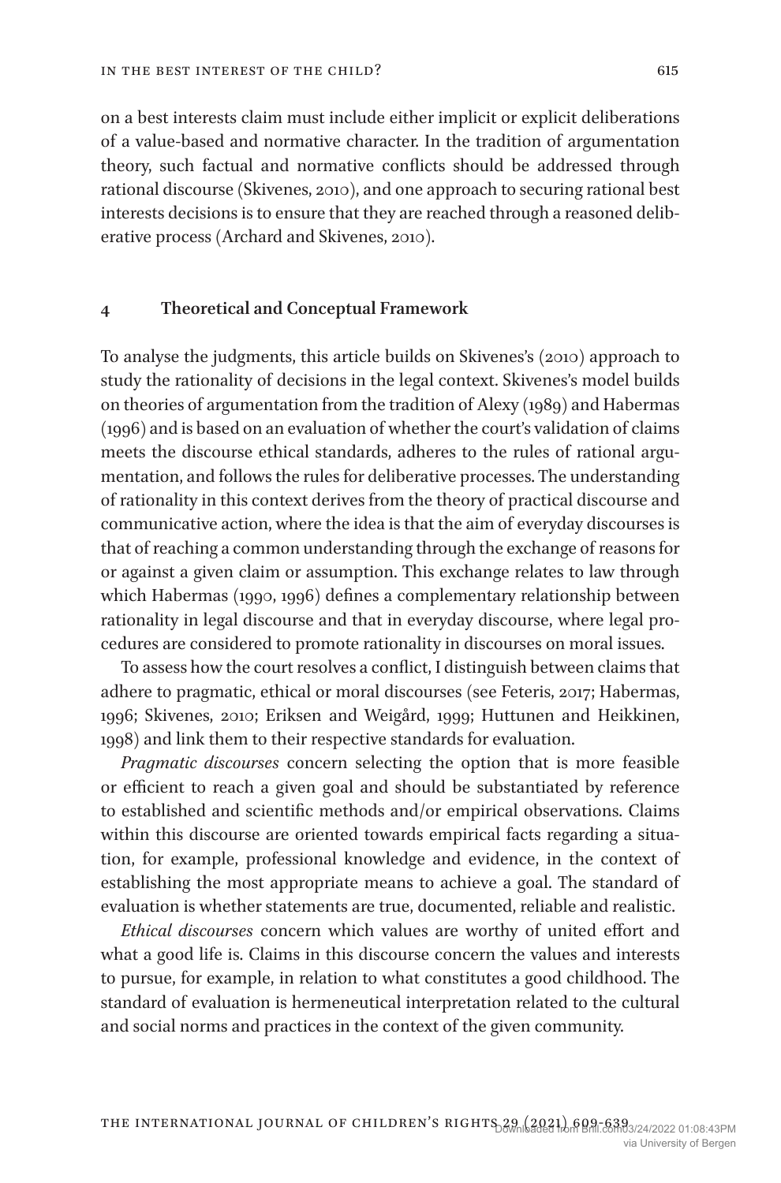on a best interests claim must include either implicit or explicit deliberations of a value-based and normative character. In the tradition of argumentation theory, such factual and normative conflicts should be addressed through rational discourse (Skivenes, 2010), and one approach to securing rational best interests decisions is to ensure that they are reached through a reasoned deliberative process (Archard and Skivenes, 2010).

## 4 Theoretical and Conceptual Framework

To analyse the judgments, this article builds on Skivenes's (2010) approach to study the rationality of decisions in the legal context. Skivenes's model builds on theories of argumentation from the tradition of Alexy (1989) and Habermas (1996) and is based on an evaluation of whether the court's validation of claims meets the discourse ethical standards, adheres to the rules of rational argumentation, and follows the rules for deliberative processes. The understanding of rationality in this context derives from the theory of practical discourse and communicative action, where the idea is that the aim of everyday discourses is that of reaching a common understanding through the exchange of reasons for or against a given claim or assumption. This exchange relates to law through which Habermas (1990, 1996) defines a complementary relationship between rationality in legal discourse and that in everyday discourse, where legal procedures are considered to promote rationality in discourses on moral issues.

To assess how the court resolves a conflict, I distinguish between claims that adhere to pragmatic, ethical or moral discourses (see Feteris, 2017; Habermas, 1996; Skivenes, 2010; Eriksen and Weigård, 1999; Huttunen and Heikkinen, 1998) and link them to their respective standards for evaluation.

*Pragmatic discourses* concern selecting the option that is more feasible or efficient to reach a given goal and should be substantiated by reference to established and scientific methods and/or empirical observations. Claims within this discourse are oriented towards empirical facts regarding a situation, for example, professional knowledge and evidence, in the context of establishing the most appropriate means to achieve a goal. The standard of evaluation is whether statements are true, documented, reliable and realistic.

*Ethical discourses* concern which values are worthy of united effort and what a good life is. Claims in this discourse concern the values and interests to pursue, for example, in relation to what constitutes a good childhood. The standard of evaluation is hermeneutical interpretation related to the cultural and social norms and practices in the context of the given community.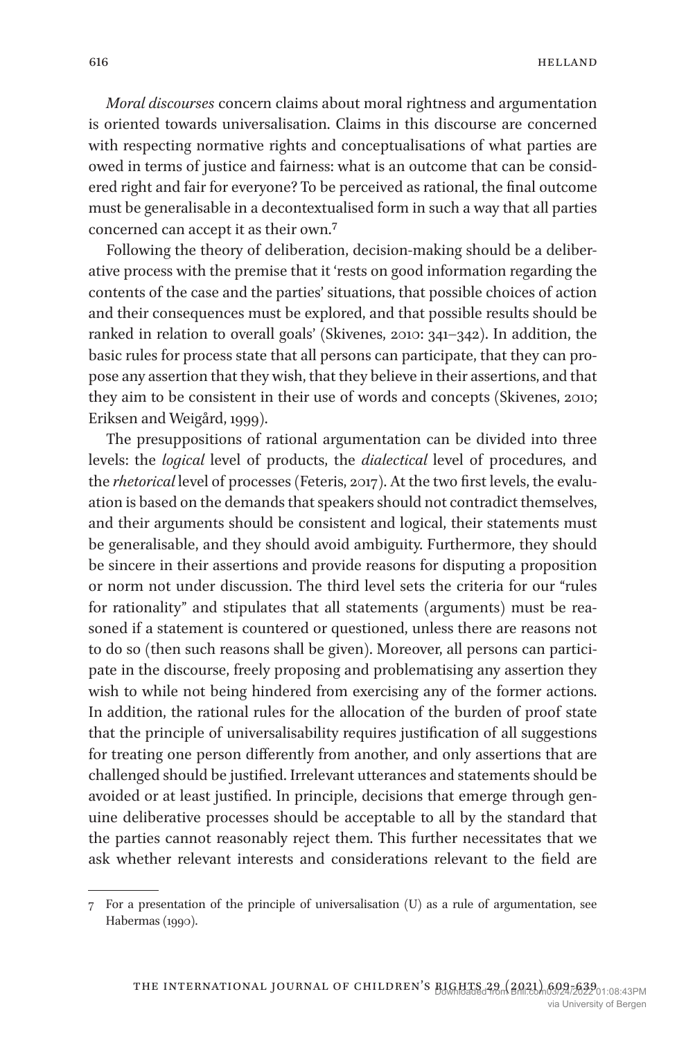*Moral discourses* concern claims about moral rightness and argumentation is oriented towards universalisation. Claims in this discourse are concerned with respecting normative rights and conceptualisations of what parties are owed in terms of justice and fairness: what is an outcome that can be considered right and fair for everyone? To be perceived as rational, the final outcome must be generalisable in a decontextualised form in such a way that all parties concerned can accept it as their own.[7]

Following the theory of deliberation, decision-making should be a deliberative process with the premise that it 'rests on good information regarding the contents of the case and the parties' situations, that possible choices of action and their consequences must be explored, and that possible results should be ranked in relation to overall goals' (Skivenes, 2010: 341–342). In addition, the basic rules for process state that all persons can participate, that they can propose any assertion that they wish, that they believe in their assertions, and that they aim to be consistent in their use of words and concepts (Skivenes, 2010; Eriksen and Weigård, 1999).

The presuppositions of rational argumentation can be divided into three levels: the *logical* level of products, the *dialectical* level of procedures, and the *rhetorical* level of processes (Feteris, 2017). At the two first levels, the evaluation is based on the demands that speakers should not contradict themselves, and their arguments should be consistent and logical, their statements must be generalisable, and they should avoid ambiguity. Furthermore, they should be sincere in their assertions and provide reasons for disputing a proposition or norm not under discussion. The third level sets the criteria for our "rules for rationality" and stipulates that all statements (arguments) must be reasoned if a statement is countered or questioned, unless there are reasons not to do so (then such reasons shall be given). Moreover, all persons can participate in the discourse, freely proposing and problematising any assertion they wish to while not being hindered from exercising any of the former actions. In addition, the rational rules for the allocation of the burden of proof state that the principle of universalisability requires justification of all suggestions for treating one person differently from another, and only assertions that are challenged should be justified. Irrelevant utterances and statements should be avoided or at least justified. In principle, decisions that emerge through genuine deliberative processes should be acceptable to all by the standard that the parties cannot reasonably reject them. This further necessitates that we ask whether relevant interests and considerations relevant to the field are

---

7 For a presentation of the principle of universalisation (U) as a rule of argumentation, see Habermas (1990).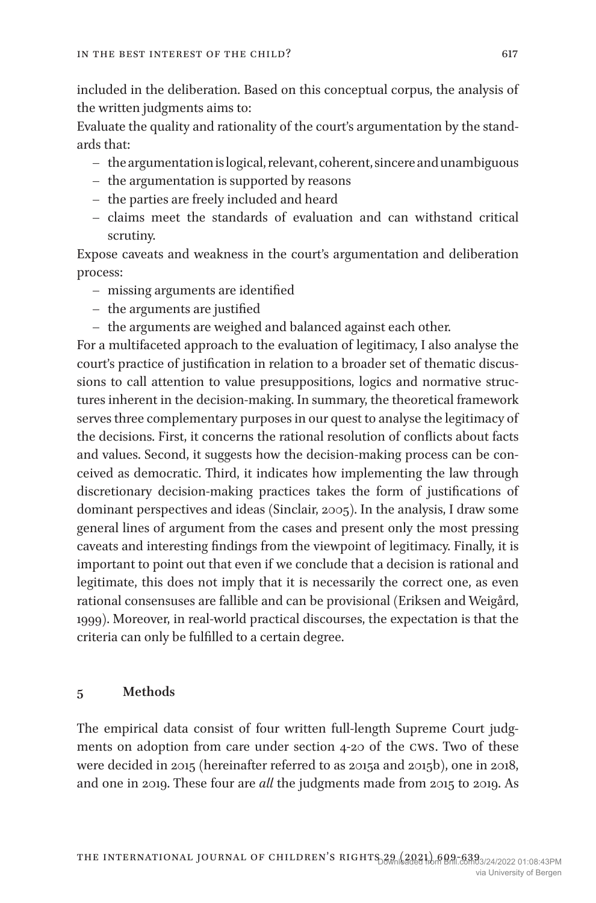included in the deliberation. Based on this conceptual corpus, the analysis of the written judgments aims to:

Evaluate the quality and rationality of the court's argumentation by the standards that:

- the argumentation is logical, relevant, coherent, sincere and unambiguous
- the argumentation is supported by reasons
- the parties are freely included and heard
- claims meet the standards of evaluation and can withstand critical scrutiny.

Expose caveats and weakness in the court's argumentation and deliberation process:

- missing arguments are identified
- the arguments are justified
- the arguments are weighed and balanced against each other.

For a multifaceted approach to the evaluation of legitimacy, I also analyse the court's practice of justification in relation to a broader set of thematic discussions to call attention to value presuppositions, logics and normative structures inherent in the decision-making. In summary, the theoretical framework serves three complementary purposes in our quest to analyse the legitimacy of the decisions. First, it concerns the rational resolution of conflicts about facts and values. Second, it suggests how the decision-making process can be conceived as democratic. Third, it indicates how implementing the law through discretionary decision-making practices takes the form of justifications of dominant perspectives and ideas (Sinclair, 2005). In the analysis, I draw some general lines of argument from the cases and present only the most pressing caveats and interesting findings from the viewpoint of legitimacy. Finally, it is important to point out that even if we conclude that a decision is rational and legitimate, this does not imply that it is necessarily the correct one, as even rational consensuses are fallible and can be provisional (Eriksen and Weigård, 1999). Moreover, in real-world practical discourses, the expectation is that the criteria can only be fulfilled to a certain degree.

## 5 Methods

The empirical data consist of four written full-length Supreme Court judgments on adoption from care under section 4-20 of the CWS. Two of these were decided in 2015 (hereinafter referred to as 2015a and 2015b), one in 2018, and one in 2019. These four are *all* the judgments made from 2015 to 2019. As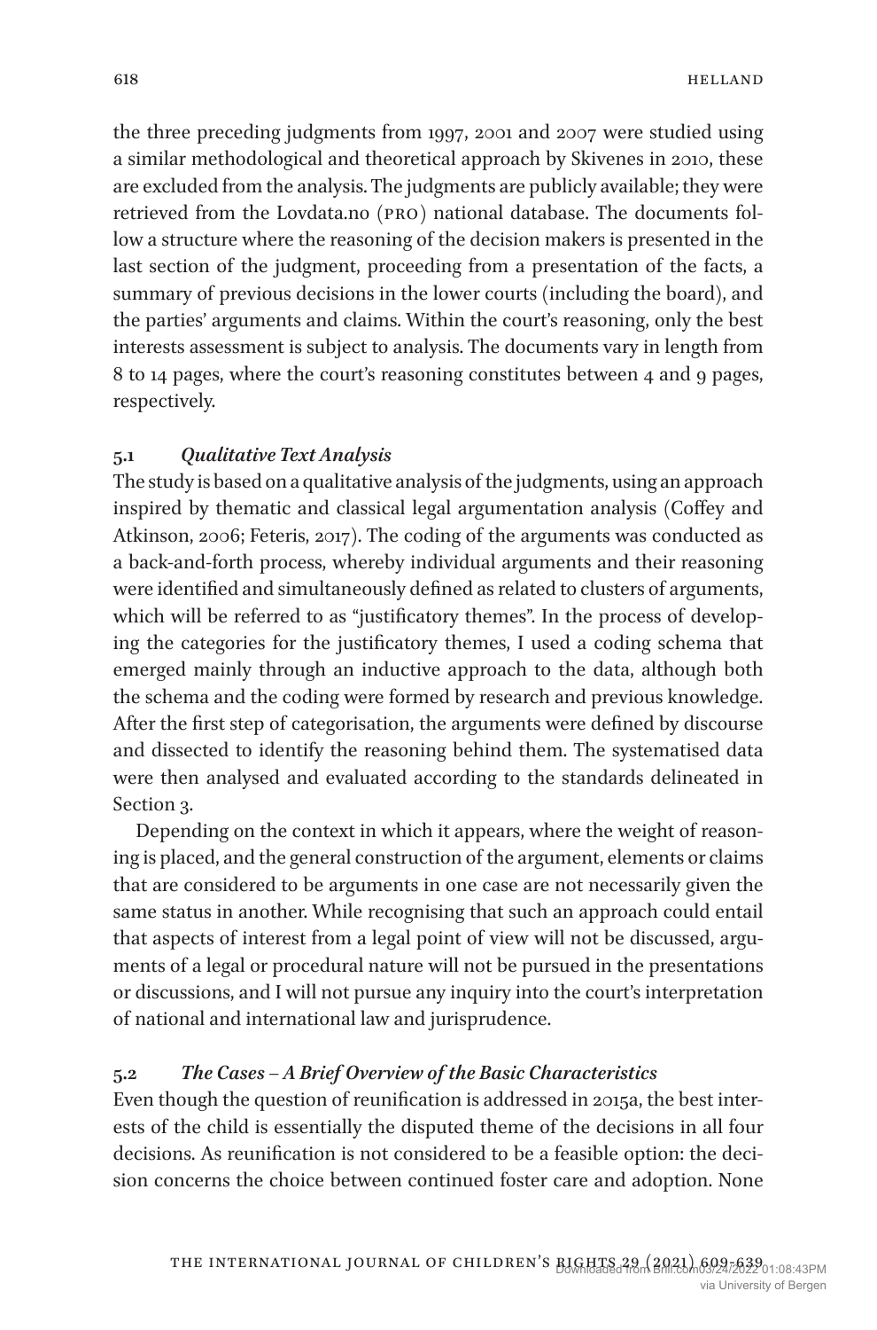the three preceding judgments from 1997, 2001 and 2007 were studied using a similar methodological and theoretical approach by Skivenes in 2010, these are excluded from the analysis. The judgments are publicly available; they were retrieved from the Lovdata.no (PRO) national database. The documents follow a structure where the reasoning of the decision makers is presented in the last section of the judgment, proceeding from a presentation of the facts, a summary of previous decisions in the lower courts (including the board), and the parties' arguments and claims. Within the court's reasoning, only the best interests assessment is subject to analysis. The documents vary in length from 8 to 14 pages, where the court's reasoning constitutes between 4 and 9 pages, respectively.

### 5.1 *Qualitative Text Analysis*

The study is based on a qualitative analysis of the judgments, using an approach inspired by thematic and classical legal argumentation analysis (Coffey and Atkinson, 2006; Feteris, 2017). The coding of the arguments was conducted as a back-and-forth process, whereby individual arguments and their reasoning were identified and simultaneously defined as related to clusters of arguments, which will be referred to as "justificatory themes". In the process of developing the categories for the justificatory themes, I used a coding schema that emerged mainly through an inductive approach to the data, although both the schema and the coding were formed by research and previous knowledge. After the first step of categorisation, the arguments were defined by discourse and dissected to identify the reasoning behind them. The systematised data were then analysed and evaluated according to the standards delineated in Section 3.

Depending on the context in which it appears, where the weight of reasoning is placed, and the general construction of the argument, elements or claims that are considered to be arguments in one case are not necessarily given the same status in another. While recognising that such an approach could entail that aspects of interest from a legal point of view will not be discussed, arguments of a legal or procedural nature will not be pursued in the presentations or discussions, and I will not pursue any inquiry into the court's interpretation of national and international law and jurisprudence.

### 5.2 *The Cases – A Brief Overview of the Basic Characteristics*

Even though the question of reunification is addressed in 2015a, the best interests of the child is essentially the disputed theme of the decisions in all four decisions. As reunification is not considered to be a feasible option: the decision concerns the choice between continued foster care and adoption. None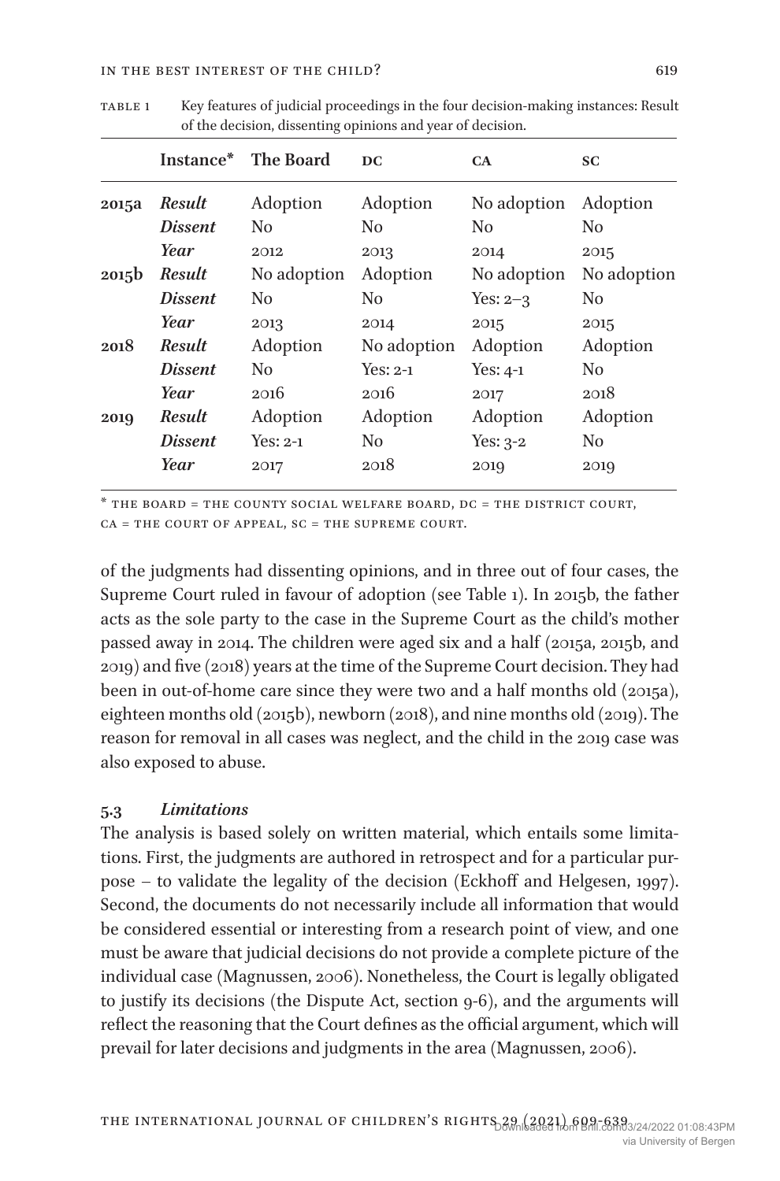Table 1 Key features of judicial proceedings in the four decision-making instances: Result of the decision, dissenting opinions and year of decision.

| | Instance* | The Board | DC | CA | SC |
|---|---|---|---|---|---|
| **2015a** | *Result* | Adoption | Adoption | No adoption | Adoption |
| | *Dissent* | No | No | No | No |
| | *Year* | 2012 | 2013 | 2014 | 2015 |
| **2015b** | *Result* | No adoption | Adoption | No adoption | No adoption |
| | *Dissent* | No | No | Yes: 2–3 | No |
| | *Year* | 2013 | 2014 | 2015 | 2015 |
| **2018** | *Result* | Adoption | No adoption | Adoption | Adoption |
| | *Dissent* | No | Yes: 2-1 | Yes: 4-1 | No |
| | *Year* | 2016 | 2016 | 2017 | 2018 |
| **2019** | *Result* | Adoption | Adoption | Adoption | Adoption |
| | *Dissent* | Yes: 2-1 | No | Yes: 3-2 | No |
| | *Year* | 2017 | 2018 | 2019 | 2019 |

\* The Board = the County Social Welfare Board, DC = the District Court, CA = the Court of Appeal, SC = the Supreme Court.

of the judgments had dissenting opinions, and in three out of four cases, the Supreme Court ruled in favour of adoption (see Table 1). In 2015b, the father acts as the sole party to the case in the Supreme Court as the child's mother passed away in 2014. The children were aged six and a half (2015a, 2015b, and 2019) and five (2018) years at the time of the Supreme Court decision. They had been in out-of-home care since they were two and a half months old (2015a), eighteen months old (2015b), newborn (2018), and nine months old (2019). The reason for removal in all cases was neglect, and the child in the 2019 case was also exposed to abuse.

### 5.3 *Limitations*

The analysis is based solely on written material, which entails some limitations. First, the judgments are authored in retrospect and for a particular purpose – to validate the legality of the decision (Eckhoff and Helgesen, 1997). Second, the documents do not necessarily include all information that would be considered essential or interesting from a research point of view, and one must be aware that judicial decisions do not provide a complete picture of the individual case (Magnussen, 2006). Nonetheless, the Court is legally obligated to justify its decisions (the Dispute Act, section 9-6), and the arguments will reflect the reasoning that the Court defines as the official argument, which will prevail for later decisions and judgments in the area (Magnussen, 2006).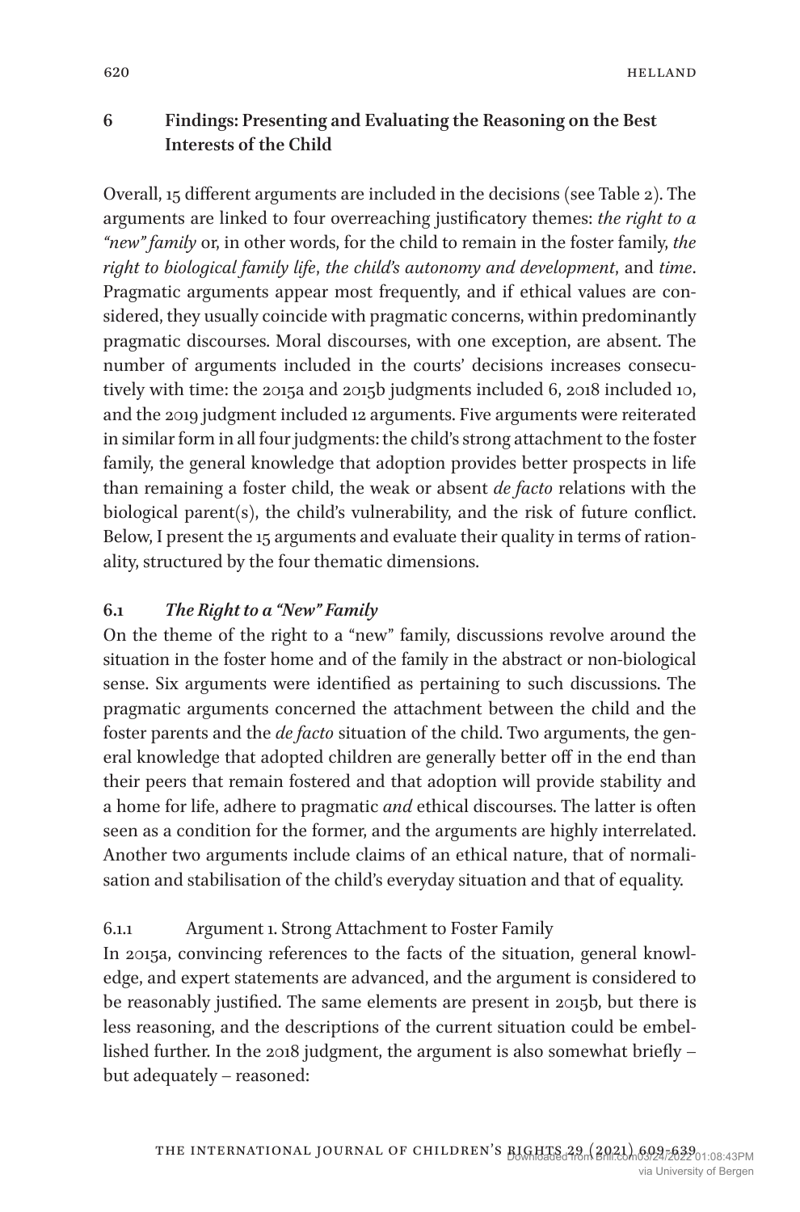## 6 Findings: Presenting and Evaluating the Reasoning on the Best Interests of the Child

Overall, 15 different arguments are included in the decisions (see Table 2). The arguments are linked to four overreaching justificatory themes: *the right to a "new" family* or, in other words, for the child to remain in the foster family, *the right to biological family life*, *the child's autonomy and development*, and *time*. Pragmatic arguments appear most frequently, and if ethical values are considered, they usually coincide with pragmatic concerns, within predominantly pragmatic discourses. Moral discourses, with one exception, are absent. The number of arguments included in the courts' decisions increases consecutively with time: the 2015a and 2015b judgments included 6, 2018 included 10, and the 2019 judgment included 12 arguments. Five arguments were reiterated in similar form in all four judgments: the child's strong attachment to the foster family, the general knowledge that adoption provides better prospects in life than remaining a foster child, the weak or absent *de facto* relations with the biological parent(s), the child's vulnerability, and the risk of future conflict. Below, I present the 15 arguments and evaluate their quality in terms of rationality, structured by the four thematic dimensions.

### 6.1 *The Right to a "New" Family*

On the theme of the right to a "new" family, discussions revolve around the situation in the foster home and of the family in the abstract or non-biological sense. Six arguments were identified as pertaining to such discussions. The pragmatic arguments concerned the attachment between the child and the foster parents and the *de facto* situation of the child. Two arguments, the general knowledge that adopted children are generally better off in the end than their peers that remain fostered and that adoption will provide stability and a home for life, adhere to pragmatic *and* ethical discourses. The latter is often seen as a condition for the former, and the arguments are highly interrelated. Another two arguments include claims of an ethical nature, that of normalisation and stabilisation of the child's everyday situation and that of equality.

#### 6.1.1 Argument 1. Strong Attachment to Foster Family

In 2015a, convincing references to the facts of the situation, general knowledge, and expert statements are advanced, and the argument is considered to be reasonably justified. The same elements are present in 2015b, but there is less reasoning, and the descriptions of the current situation could be embellished further. In the 2018 judgment, the argument is also somewhat briefly – but adequately – reasoned: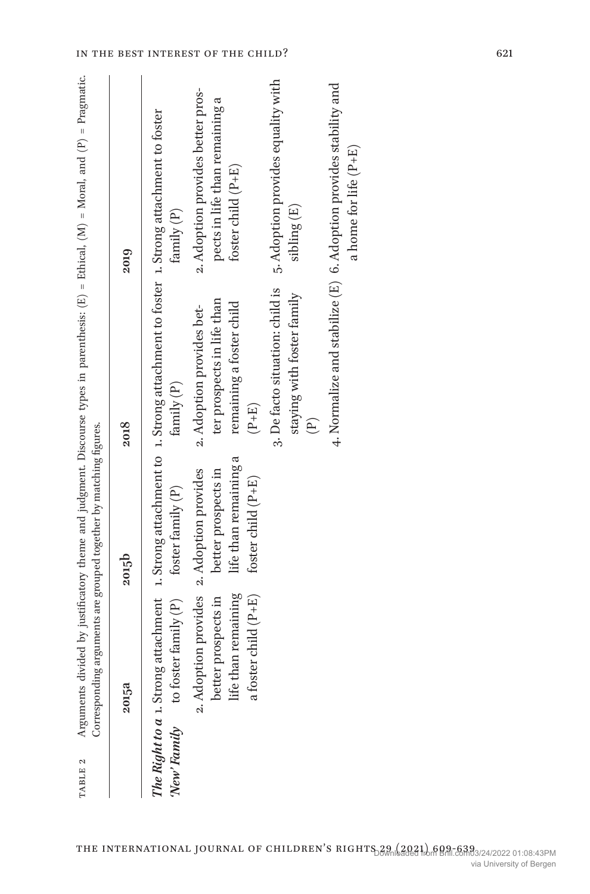TABLE 2 Arguments divided by justificatory theme and judgment. Discourse types in parenthesis: (E) = Ethical, (M) = Moral, and (P) = Pragmatic. Corresponding arguments are grouped together by matching figures.

| | 2015a | 2015b | 2018 | 2019 |
|---|---|---|---|---|
| ***The Right to a 'New' Family*** | 1. Strong attachment to foster family (P) | 1. Strong attachment to foster family (P) | 1. Strong attachment to foster family (P) | 1. Strong attachment to foster family (P) |
| | 2. Adoption provides better prospects in life than remaining a foster child (P+E) | 2. Adoption provides better prospects in life than remaining a foster child (P+E) | 2. Adoption provides better prospects in life than remaining a foster child (P+E) | 2. Adoption provides better prospects in life than remaining a foster child (P+E) |
| | | | 3. De facto situation: child is staying with foster family (P) | 5. Adoption provides equality with sibling (E) |
| | | | 4. Normalize and stabilize (E) | 6. Adoption provides stability and a home for life (P+E) |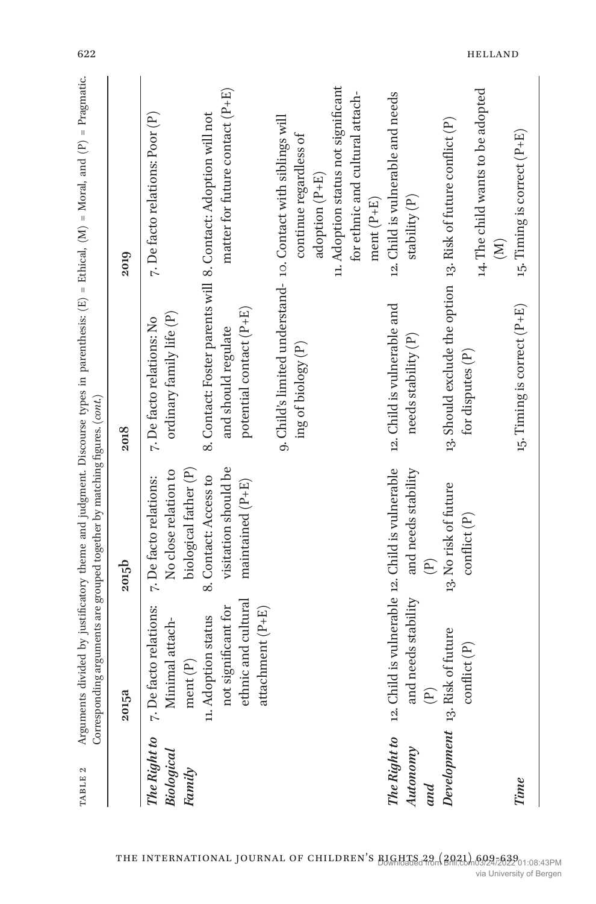TABLE 2 Arguments divided by justificatory theme and judgment. Discourse types in parenthesis: (E) = Ethical, (M) = Moral, and (P) = Pragmatic. Corresponding arguments are grouped together by matching figures. (*cont.*)

| | 2015a | 2015b | 2018 | 2019 |
|---|---|---|---|---|
| ***The Right to Biological Family*** | 7. De facto relations: Minimal attachment (P) | 7. De facto relations: No close relation to biological father (P) | 7. De facto relations: No ordinary family life (P) | 7. De facto relations: Poor (P) |
| | | 8. Contact: Access to visitation should be maintained (P+E) | 8. Contact: Foster parents will and should regulate potential contact (P+E) | 8. Contact: Adoption will not matter for future contact (P+E) |
| | | | 9. Child's limited understanding of biology (P) | 10. Contact with siblings will continue regardless of adoption (P+E) |
| | 11. Adoption status not significant for ethnic and cultural attachment (P+E) | | | 11. Adoption status not significant for ethnic and cultural attachment (P+E) |
| ***The Right to Autonomy and Development*** | 12. Child is vulnerable and needs stability (P) | 12. Child is vulnerable and needs stability (P) | 12. Child is vulnerable and needs stability (P) | 12. Child is vulnerable and needs stability (P) |
| | 13. Risk of future conflict (P) | 13. No risk of future conflict (P) | 13. Should exclude the option for disputes (P) | 13. Risk of future conflict (P) |
| | | | | 14. The child wants to be adopted (M) |
| ***Time*** | | | 15. Timing is correct (P+E) | 15. Timing is correct (P+E) |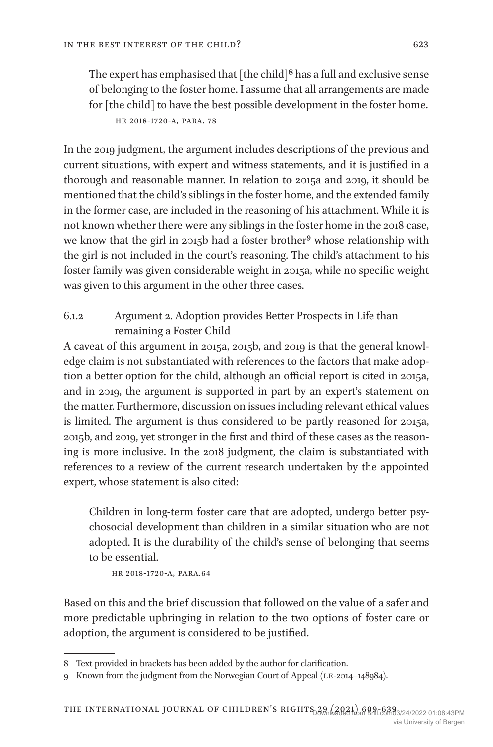> The expert has emphasised that [the child][8] has a full and exclusive sense of belonging to the foster home. I assume that all arrangements are made for [the child] to have the best possible development in the foster home.
>
> HR 2018-1720-A, para. 78

In the 2019 judgment, the argument includes descriptions of the previous and current situations, with expert and witness statements, and it is justified in a thorough and reasonable manner. In relation to 2015a and 2019, it should be mentioned that the child's siblings in the foster home, and the extended family in the former case, are included in the reasoning of his attachment. While it is not known whether there were any siblings in the foster home in the 2018 case, we know that the girl in 2015b had a foster brother[9] whose relationship with the girl is not included in the court's reasoning. The child's attachment to his foster family was given considerable weight in 2015a, while no specific weight was given to this argument in the other three cases.

#### 6.1.2 Argument 2. Adoption provides Better Prospects in Life than remaining a Foster Child

A caveat of this argument in 2015a, 2015b, and 2019 is that the general knowledge claim is not substantiated with references to the factors that make adoption a better option for the child, although an official report is cited in 2015a, and in 2019, the argument is supported in part by an expert's statement on the matter. Furthermore, discussion on issues including relevant ethical values is limited. The argument is thus considered to be partly reasoned for 2015a, 2015b, and 2019, yet stronger in the first and third of these cases as the reasoning is more inclusive. In the 2018 judgment, the claim is substantiated with references to a review of the current research undertaken by the appointed expert, whose statement is also cited:

> Children in long-term foster care that are adopted, undergo better psychosocial development than children in a similar situation who are not adopted. It is the durability of the child's sense of belonging that seems to be essential.
>
> HR 2018-1720-A, para.64

Based on this and the brief discussion that followed on the value of a safer and more predictable upbringing in relation to the two options of foster care or adoption, the argument is considered to be justified.

---

8 Text provided in brackets has been added by the author for clarification.

9 Known from the judgment from the Norwegian Court of Appeal (LE-2014–148984).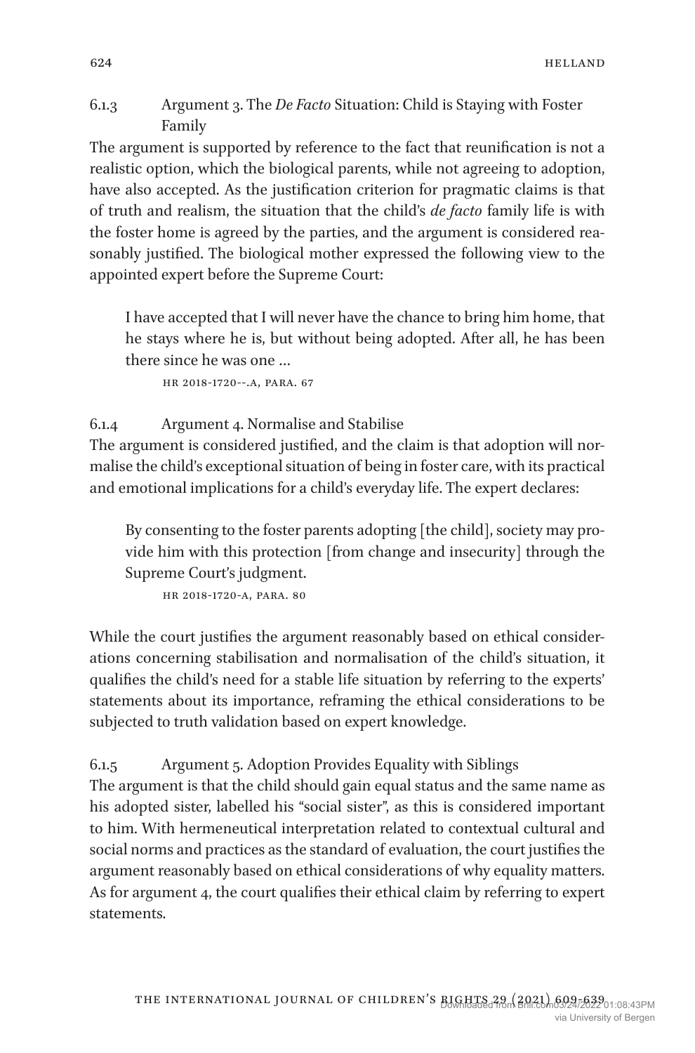#### 6.1.3 Argument 3. The *De Facto* Situation: Child is Staying with Foster Family

The argument is supported by reference to the fact that reunification is not a realistic option, which the biological parents, while not agreeing to adoption, have also accepted. As the justification criterion for pragmatic claims is that of truth and realism, the situation that the child's *de facto* family life is with the foster home is agreed by the parties, and the argument is considered reasonably justified. The biological mother expressed the following view to the appointed expert before the Supreme Court:

> I have accepted that I will never have the chance to bring him home, that he stays where he is, but without being adopted. After all, he has been there since he was one …
>
> HR 2018-1720--.A, PARA. 67

#### 6.1.4 Argument 4. Normalise and Stabilise

The argument is considered justified, and the claim is that adoption will normalise the child's exceptional situation of being in foster care, with its practical and emotional implications for a child's everyday life. The expert declares:

> By consenting to the foster parents adopting [the child], society may provide him with this protection [from change and insecurity] through the Supreme Court's judgment.
>
> HR 2018-1720-A, PARA. 80

While the court justifies the argument reasonably based on ethical considerations concerning stabilisation and normalisation of the child's situation, it qualifies the child's need for a stable life situation by referring to the experts' statements about its importance, reframing the ethical considerations to be subjected to truth validation based on expert knowledge.

#### 6.1.5 Argument 5. Adoption Provides Equality with Siblings

The argument is that the child should gain equal status and the same name as his adopted sister, labelled his "social sister", as this is considered important to him. With hermeneutical interpretation related to contextual cultural and social norms and practices as the standard of evaluation, the court justifies the argument reasonably based on ethical considerations of why equality matters. As for argument 4, the court qualifies their ethical claim by referring to expert statements.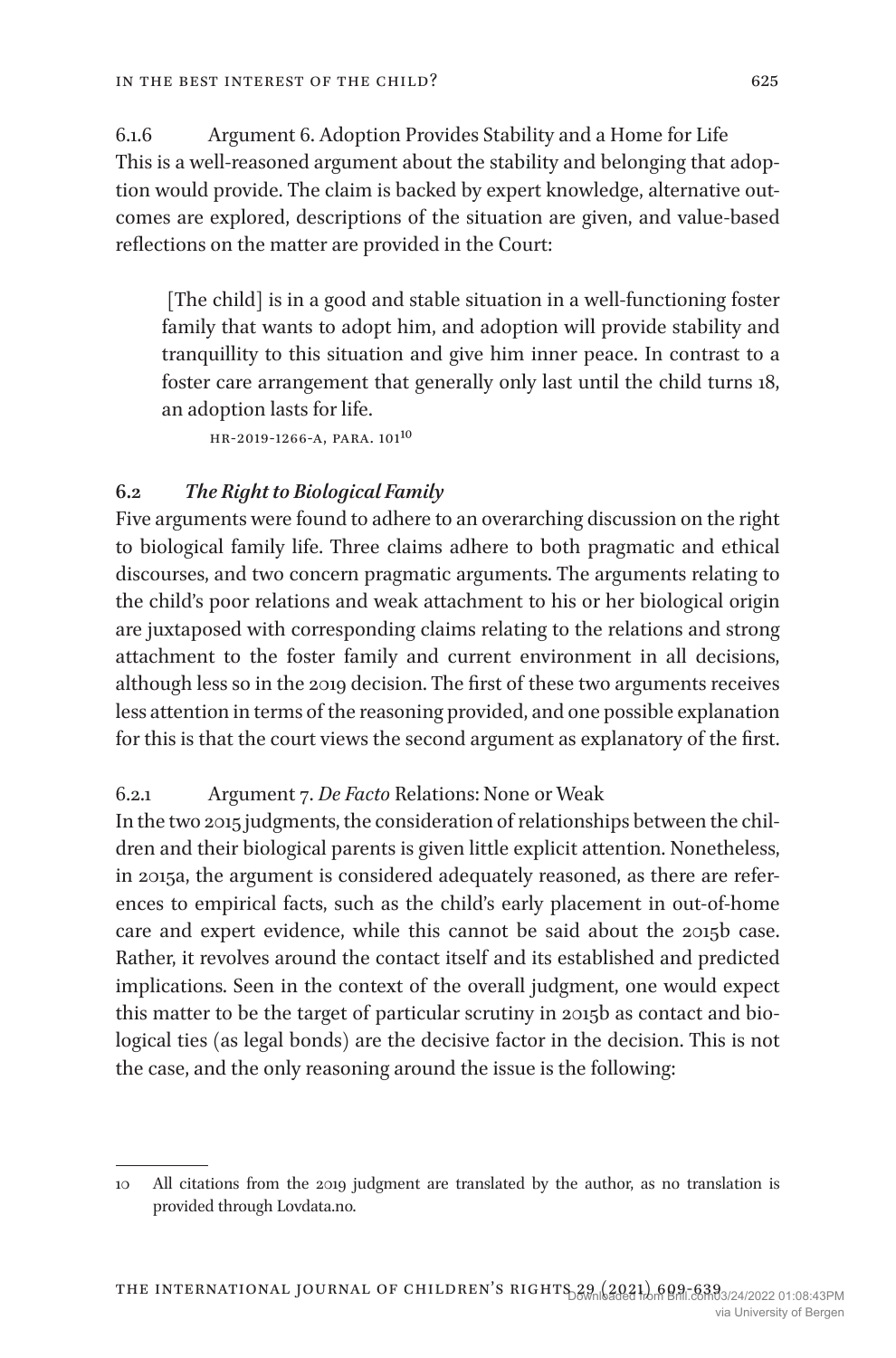#### 6.1.6 Argument 6. Adoption Provides Stability and a Home for Life

This is a well-reasoned argument about the stability and belonging that adoption would provide. The claim is backed by expert knowledge, alternative outcomes are explored, descriptions of the situation are given, and value-based reflections on the matter are provided in the Court:

> [The child] is in a good and stable situation in a well-functioning foster family that wants to adopt him, and adoption will provide stability and tranquillity to this situation and give him inner peace. In contrast to a foster care arrangement that generally only last until the child turns 18, an adoption lasts for life.
>
> HR-2019-1266-A, para. 101[10]

### 6.2 *The Right to Biological Family*

Five arguments were found to adhere to an overarching discussion on the right to biological family life. Three claims adhere to both pragmatic and ethical discourses, and two concern pragmatic arguments. The arguments relating to the child's poor relations and weak attachment to his or her biological origin are juxtaposed with corresponding claims relating to the relations and strong attachment to the foster family and current environment in all decisions, although less so in the 2019 decision. The first of these two arguments receives less attention in terms of the reasoning provided, and one possible explanation for this is that the court views the second argument as explanatory of the first.

#### 6.2.1 Argument 7. *De Facto* Relations: None or Weak

In the two 2015 judgments, the consideration of relationships between the children and their biological parents is given little explicit attention. Nonetheless, in 2015a, the argument is considered adequately reasoned, as there are references to empirical facts, such as the child's early placement in out-of-home care and expert evidence, while this cannot be said about the 2015b case. Rather, it revolves around the contact itself and its established and predicted implications. Seen in the context of the overall judgment, one would expect this matter to be the target of particular scrutiny in 2015b as contact and biological ties (as legal bonds) are the decisive factor in the decision. This is not the case, and the only reasoning around the issue is the following:

---

10 All citations from the 2019 judgment are translated by the author, as no translation is provided through Lovdata.no.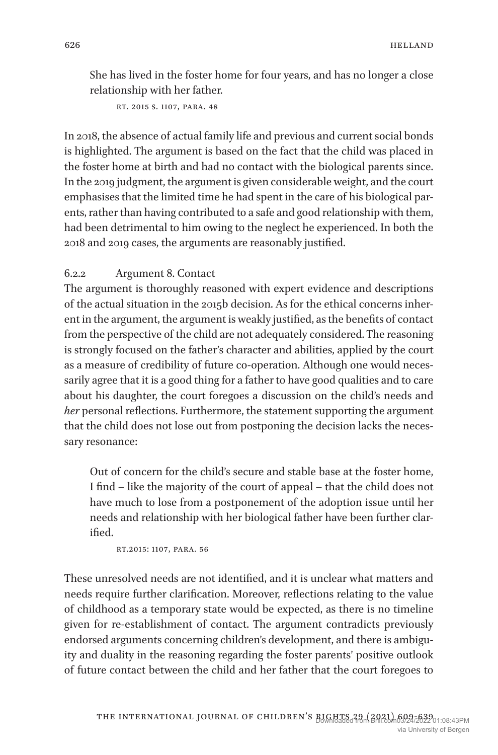> She has lived in the foster home for four years, and has no longer a close relationship with her father.
>
> RT. 2015 S. 1107, PARA. 48

In 2018, the absence of actual family life and previous and current social bonds is highlighted. The argument is based on the fact that the child was placed in the foster home at birth and had no contact with the biological parents since. In the 2019 judgment, the argument is given considerable weight, and the court emphasises that the limited time he had spent in the care of his biological parents, rather than having contributed to a safe and good relationship with them, had been detrimental to him owing to the neglect he experienced. In both the 2018 and 2019 cases, the arguments are reasonably justified.

#### 6.2.2 Argument 8. Contact

The argument is thoroughly reasoned with expert evidence and descriptions of the actual situation in the 2015b decision. As for the ethical concerns inherent in the argument, the argument is weakly justified, as the benefits of contact from the perspective of the child are not adequately considered. The reasoning is strongly focused on the father's character and abilities, applied by the court as a measure of credibility of future co-operation. Although one would necessarily agree that it is a good thing for a father to have good qualities and to care about his daughter, the court foregoes a discussion on the child's needs and *her* personal reflections. Furthermore, the statement supporting the argument that the child does not lose out from postponing the decision lacks the necessary resonance:

> Out of concern for the child's secure and stable base at the foster home, I find – like the majority of the court of appeal – that the child does not have much to lose from a postponement of the adoption issue until her needs and relationship with her biological father have been further clarified.
>
> RT.2015: 1107, PARA. 56

These unresolved needs are not identified, and it is unclear what matters and needs require further clarification. Moreover, reflections relating to the value of childhood as a temporary state would be expected, as there is no timeline given for re-establishment of contact. The argument contradicts previously endorsed arguments concerning children's development, and there is ambiguity and duality in the reasoning regarding the foster parents' positive outlook of future contact between the child and her father that the court foregoes to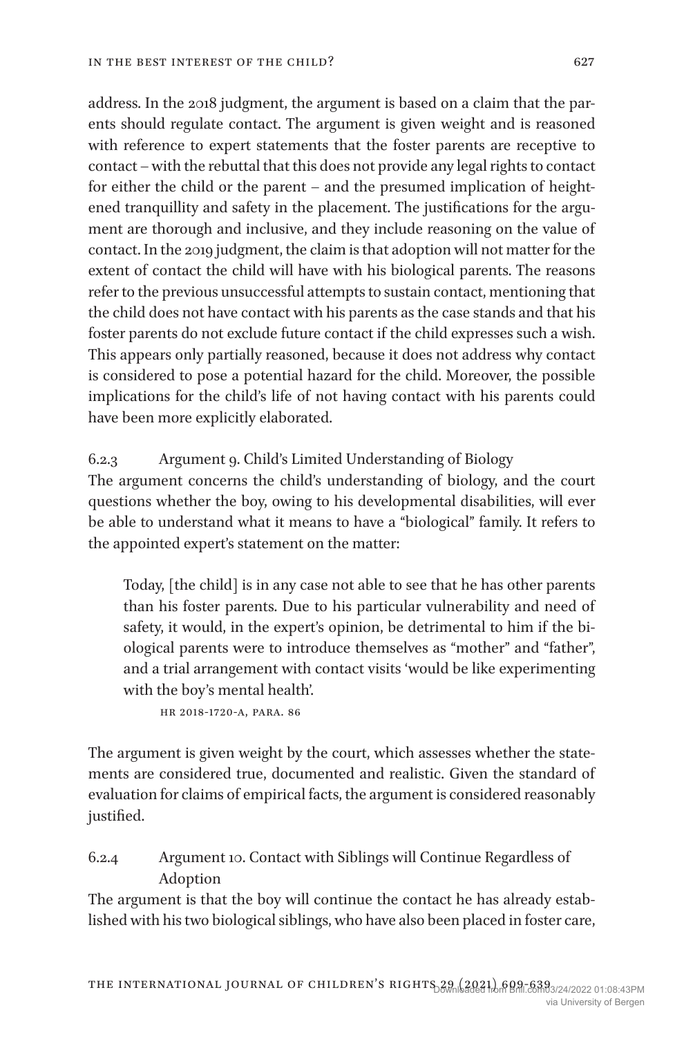address. In the 2018 judgment, the argument is based on a claim that the parents should regulate contact. The argument is given weight and is reasoned with reference to expert statements that the foster parents are receptive to contact – with the rebuttal that this does not provide any legal rights to contact for either the child or the parent – and the presumed implication of heightened tranquillity and safety in the placement. The justifications for the argument are thorough and inclusive, and they include reasoning on the value of contact. In the 2019 judgment, the claim is that adoption will not matter for the extent of contact the child will have with his biological parents. The reasons refer to the previous unsuccessful attempts to sustain contact, mentioning that the child does not have contact with his parents as the case stands and that his foster parents do not exclude future contact if the child expresses such a wish. This appears only partially reasoned, because it does not address why contact is considered to pose a potential hazard for the child. Moreover, the possible implications for the child's life of not having contact with his parents could have been more explicitly elaborated.

#### 6.2.3 Argument 9. Child's Limited Understanding of Biology

The argument concerns the child's understanding of biology, and the court questions whether the boy, owing to his developmental disabilities, will ever be able to understand what it means to have a "biological" family. It refers to the appointed expert's statement on the matter:

> Today, [the child] is in any case not able to see that he has other parents than his foster parents. Due to his particular vulnerability and need of safety, it would, in the expert's opinion, be detrimental to him if the biological parents were to introduce themselves as "mother" and "father", and a trial arrangement with contact visits 'would be like experimenting with the boy's mental health'.
>
> HR 2018-1720-A, para. 86

The argument is given weight by the court, which assesses whether the statements are considered true, documented and realistic. Given the standard of evaluation for claims of empirical facts, the argument is considered reasonably justified.

#### 6.2.4 Argument 10. Contact with Siblings will Continue Regardless of Adoption

The argument is that the boy will continue the contact he has already established with his two biological siblings, who have also been placed in foster care,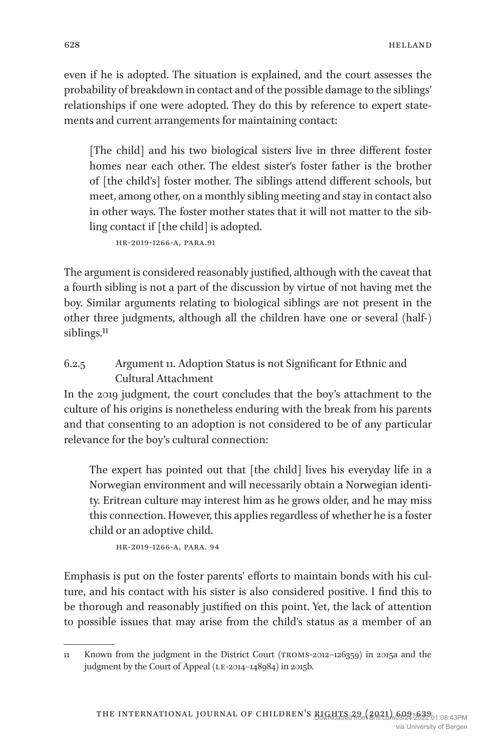even if he is adopted. The situation is explained, and the court assesses the probability of breakdown in contact and of the possible damage to the siblings' relationships if one were adopted. They do this by reference to expert statements and current arrangements for maintaining contact:

> [The child] and his two biological sisters live in three different foster homes near each other. The eldest sister's foster father is the brother of [the child's] foster mother. The siblings attend different schools, but meet, among other, on a monthly sibling meeting and stay in contact also in other ways. The foster mother states that it will not matter to the sibling contact if [the child] is adopted.
>
> HR-2019-1266-A, para.91

The argument is considered reasonably justified, although with the caveat that a fourth sibling is not a part of the discussion by virtue of not having met the boy. Similar arguments relating to biological siblings are not present in the other three judgments, although all the children have one or several (half-) siblings.[11]

### 6.2.5 Argument 11. Adoption Status is not Significant for Ethnic and Cultural Attachment

In the 2019 judgment, the court concludes that the boy's attachment to the culture of his origins is nonetheless enduring with the break from his parents and that consenting to an adoption is not considered to be of any particular relevance for the boy's cultural connection:

> The expert has pointed out that [the child] lives his everyday life in a Norwegian environment and will necessarily obtain a Norwegian identity. Eritrean culture may interest him as he grows older, and he may miss this connection. However, this applies regardless of whether he is a foster child or an adoptive child.
>
> HR-2019-1266-A, para. 94

Emphasis is put on the foster parents' efforts to maintain bonds with his culture, and his contact with his sister is also considered positive. I find this to be thorough and reasonably justified on this point. Yet, the lack of attention to possible issues that may arise from the child's status as a member of an

---

11 Known from the judgment in the District Court (TROMS-2012–126359) in 2015a and the judgment by the Court of Appeal (LE-2014–148984) in 2015b.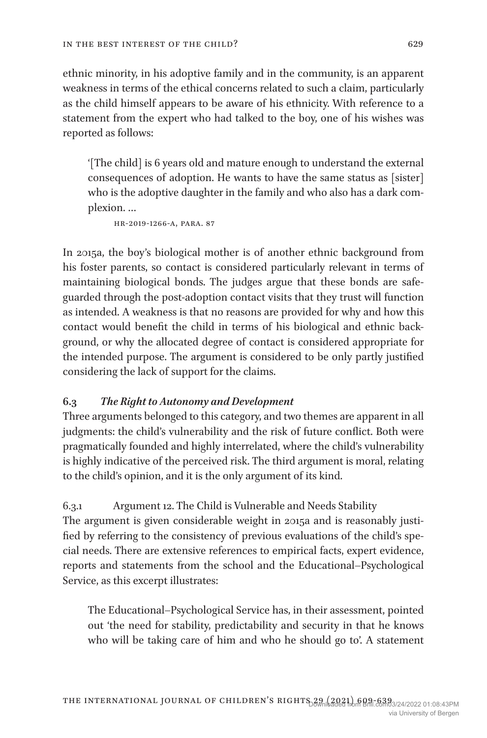ethnic minority, in his adoptive family and in the community, is an apparent weakness in terms of the ethical concerns related to such a claim, particularly as the child himself appears to be aware of his ethnicity. With reference to a statement from the expert who had talked to the boy, one of his wishes was reported as follows:

> '[The child] is 6 years old and mature enough to understand the external consequences of adoption. He wants to have the same status as [sister] who is the adoptive daughter in the family and who also has a dark complexion. …
>
> HR-2019-1266-A, PARA. 87

In 2015a, the boy's biological mother is of another ethnic background from his foster parents, so contact is considered particularly relevant in terms of maintaining biological bonds. The judges argue that these bonds are safeguarded through the post-adoption contact visits that they trust will function as intended. A weakness is that no reasons are provided for why and how this contact would benefit the child in terms of his biological and ethnic background, or why the allocated degree of contact is considered appropriate for the intended purpose. The argument is considered to be only partly justified considering the lack of support for the claims.

### 6.3 *The Right to Autonomy and Development*

Three arguments belonged to this category, and two themes are apparent in all judgments: the child's vulnerability and the risk of future conflict. Both were pragmatically founded and highly interrelated, where the child's vulnerability is highly indicative of the perceived risk. The third argument is moral, relating to the child's opinion, and it is the only argument of its kind.

#### 6.3.1 Argument 12. The Child is Vulnerable and Needs Stability

The argument is given considerable weight in 2015a and is reasonably justified by referring to the consistency of previous evaluations of the child's special needs. There are extensive references to empirical facts, expert evidence, reports and statements from the school and the Educational–Psychological Service, as this excerpt illustrates:

> The Educational–Psychological Service has, in their assessment, pointed out 'the need for stability, predictability and security in that he knows who will be taking care of him and who he should go to'. A statement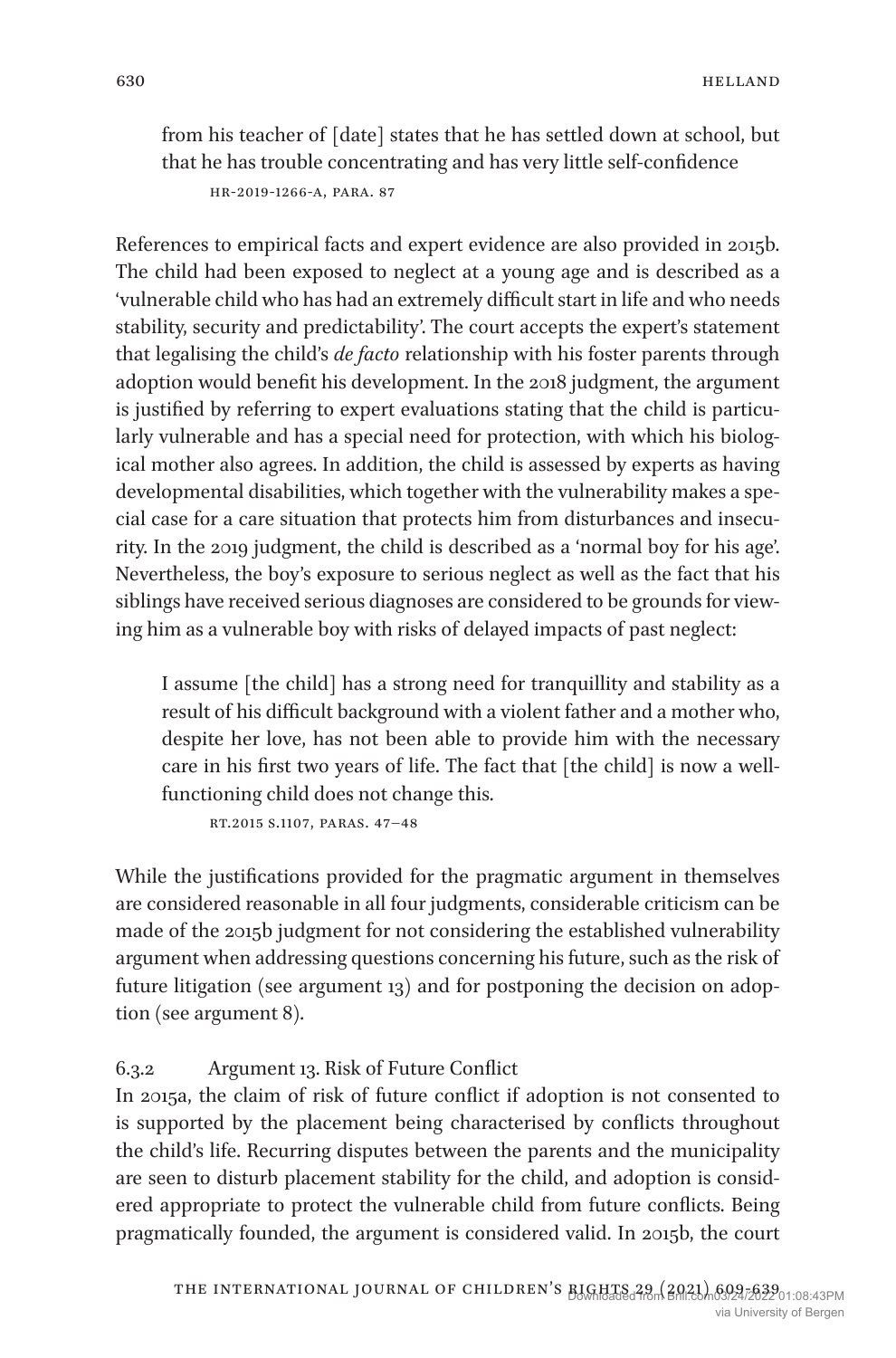> from his teacher of [date] states that he has settled down at school, but that he has trouble concentrating and has very little self-confidence
>
> HR-2019-1266-A, para. 87

References to empirical facts and expert evidence are also provided in 2015b. The child had been exposed to neglect at a young age and is described as a 'vulnerable child who has had an extremely difficult start in life and who needs stability, security and predictability'. The court accepts the expert's statement that legalising the child's *de facto* relationship with his foster parents through adoption would benefit his development. In the 2018 judgment, the argument is justified by referring to expert evaluations stating that the child is particularly vulnerable and has a special need for protection, with which his biological mother also agrees. In addition, the child is assessed by experts as having developmental disabilities, which together with the vulnerability makes a special case for a care situation that protects him from disturbances and insecurity. In the 2019 judgment, the child is described as a 'normal boy for his age'. Nevertheless, the boy's exposure to serious neglect as well as the fact that his siblings have received serious diagnoses are considered to be grounds for viewing him as a vulnerable boy with risks of delayed impacts of past neglect:

> I assume [the child] has a strong need for tranquillity and stability as a result of his difficult background with a violent father and a mother who, despite her love, has not been able to provide him with the necessary care in his first two years of life. The fact that [the child] is now a well-functioning child does not change this.
>
> Rt.2015 s.1107, paras. 47–48

While the justifications provided for the pragmatic argument in themselves are considered reasonable in all four judgments, considerable criticism can be made of the 2015b judgment for not considering the established vulnerability argument when addressing questions concerning his future, such as the risk of future litigation (see argument 13) and for postponing the decision on adoption (see argument 8).

#### 6.3.2 Argument 13. Risk of Future Conflict

In 2015a, the claim of risk of future conflict if adoption is not consented to is supported by the placement being characterised by conflicts throughout the child's life. Recurring disputes between the parents and the municipality are seen to disturb placement stability for the child, and adoption is considered appropriate to protect the vulnerable child from future conflicts. Being pragmatically founded, the argument is considered valid. In 2015b, the court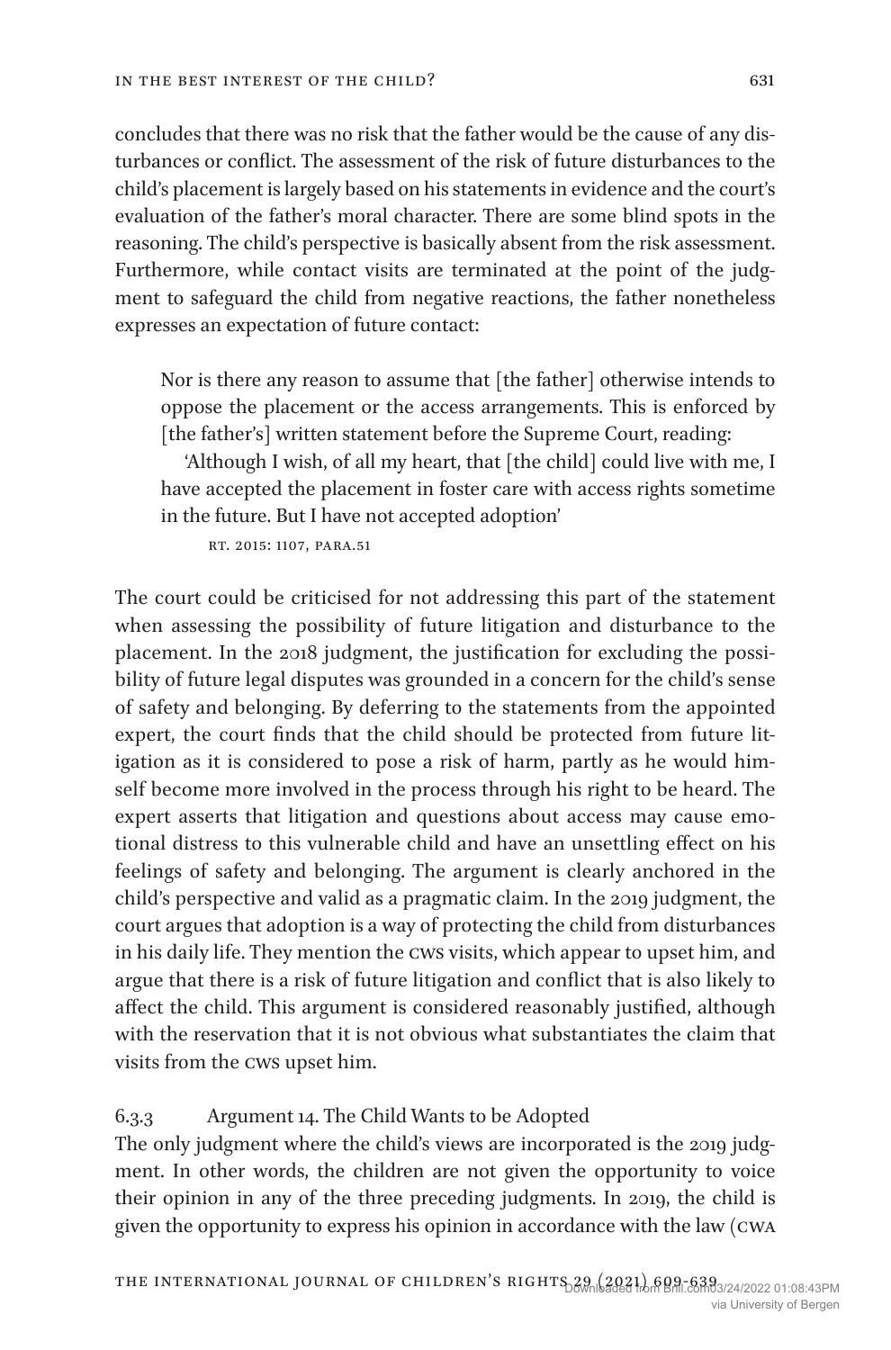concludes that there was no risk that the father would be the cause of any disturbances or conflict. The assessment of the risk of future disturbances to the child's placement is largely based on his statements in evidence and the court's evaluation of the father's moral character. There are some blind spots in the reasoning. The child's perspective is basically absent from the risk assessment. Furthermore, while contact visits are terminated at the point of the judgment to safeguard the child from negative reactions, the father nonetheless expresses an expectation of future contact:

> Nor is there any reason to assume that [the father] otherwise intends to oppose the placement or the access arrangements. This is enforced by [the father's] written statement before the Supreme Court, reading:
>
> 'Although I wish, of all my heart, that [the child] could live with me, I have accepted the placement in foster care with access rights sometime in the future. But I have not accepted adoption'
>
> RT. 2015: 1107, PARA.51

The court could be criticised for not addressing this part of the statement when assessing the possibility of future litigation and disturbance to the placement. In the 2018 judgment, the justification for excluding the possibility of future legal disputes was grounded in a concern for the child's sense of safety and belonging. By deferring to the statements from the appointed expert, the court finds that the child should be protected from future litigation as it is considered to pose a risk of harm, partly as he would himself become more involved in the process through his right to be heard. The expert asserts that litigation and questions about access may cause emotional distress to this vulnerable child and have an unsettling effect on his feelings of safety and belonging. The argument is clearly anchored in the child's perspective and valid as a pragmatic claim. In the 2019 judgment, the court argues that adoption is a way of protecting the child from disturbances in his daily life. They mention the CWS visits, which appear to upset him, and argue that there is a risk of future litigation and conflict that is also likely to affect the child. This argument is considered reasonably justified, although with the reservation that it is not obvious what substantiates the claim that visits from the CWS upset him.

### 6.3.3 Argument 14. The Child Wants to be Adopted

The only judgment where the child's views are incorporated is the 2019 judgment. In other words, the children are not given the opportunity to voice their opinion in any of the three preceding judgments. In 2019, the child is given the opportunity to express his opinion in accordance with the law (CWA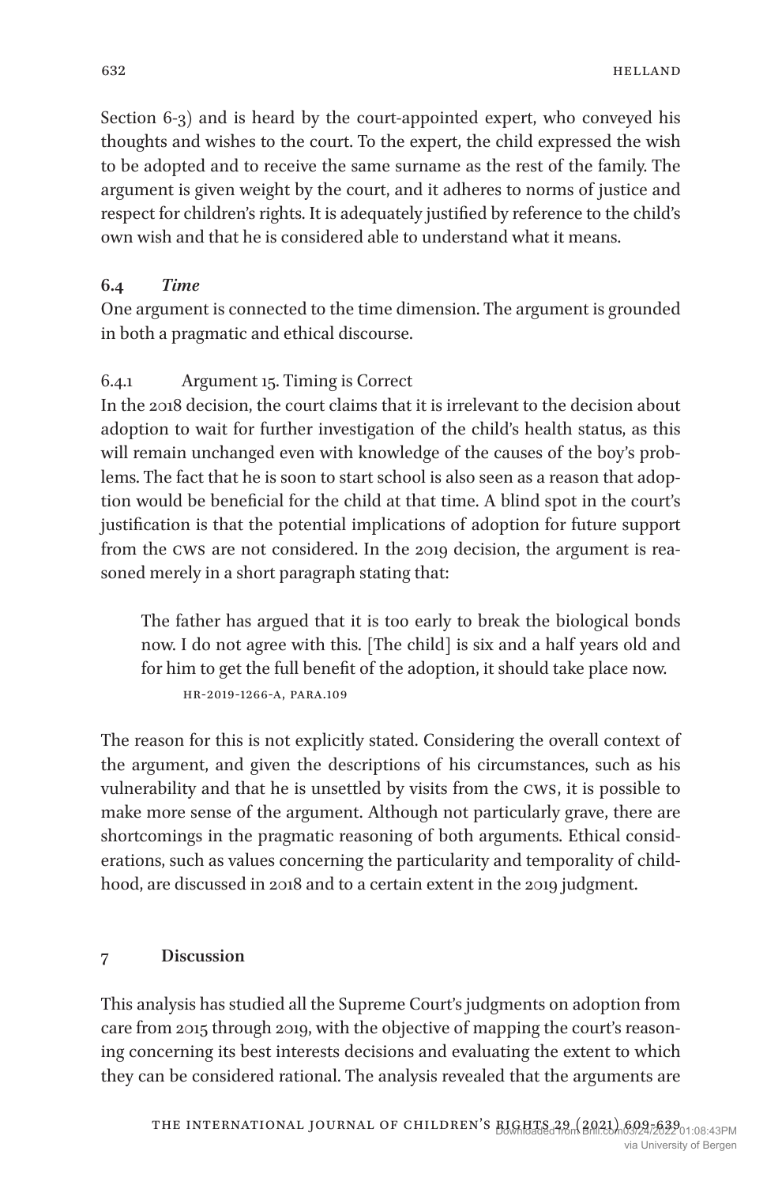Section 6-3) and is heard by the court-appointed expert, who conveyed his thoughts and wishes to the court. To the expert, the child expressed the wish to be adopted and to receive the same surname as the rest of the family. The argument is given weight by the court, and it adheres to norms of justice and respect for children's rights. It is adequately justified by reference to the child's own wish and that he is considered able to understand what it means.

### 6.4 *Time*

One argument is connected to the time dimension. The argument is grounded in both a pragmatic and ethical discourse.

#### 6.4.1 Argument 15. Timing is Correct

In the 2018 decision, the court claims that it is irrelevant to the decision about adoption to wait for further investigation of the child's health status, as this will remain unchanged even with knowledge of the causes of the boy's problems. The fact that he is soon to start school is also seen as a reason that adoption would be beneficial for the child at that time. A blind spot in the court's justification is that the potential implications of adoption for future support from the CWS are not considered. In the 2019 decision, the argument is reasoned merely in a short paragraph stating that:

> The father has argued that it is too early to break the biological bonds now. I do not agree with this. [The child] is six and a half years old and for him to get the full benefit of the adoption, it should take place now.
>
> HR-2019-1266-A, PARA.109

The reason for this is not explicitly stated. Considering the overall context of the argument, and given the descriptions of his circumstances, such as his vulnerability and that he is unsettled by visits from the CWS, it is possible to make more sense of the argument. Although not particularly grave, there are shortcomings in the pragmatic reasoning of both arguments. Ethical considerations, such as values concerning the particularity and temporality of childhood, are discussed in 2018 and to a certain extent in the 2019 judgment.

## 7 Discussion

This analysis has studied all the Supreme Court's judgments on adoption from care from 2015 through 2019, with the objective of mapping the court's reasoning concerning its best interests decisions and evaluating the extent to which they can be considered rational. The analysis revealed that the arguments are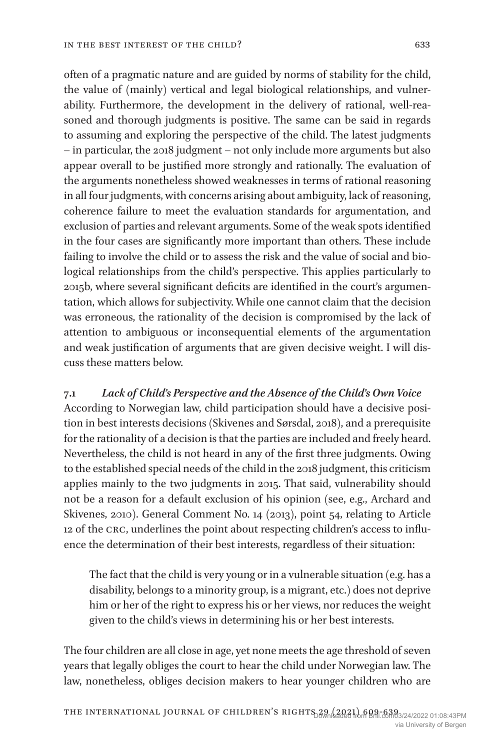often of a pragmatic nature and are guided by norms of stability for the child, the value of (mainly) vertical and legal biological relationships, and vulnerability. Furthermore, the development in the delivery of rational, well-reasoned and thorough judgments is positive. The same can be said in regards to assuming and exploring the perspective of the child. The latest judgments – in particular, the 2018 judgment – not only include more arguments but also appear overall to be justified more strongly and rationally. The evaluation of the arguments nonetheless showed weaknesses in terms of rational reasoning in all four judgments, with concerns arising about ambiguity, lack of reasoning, coherence failure to meet the evaluation standards for argumentation, and exclusion of parties and relevant arguments. Some of the weak spots identified in the four cases are significantly more important than others. These include failing to involve the child or to assess the risk and the value of social and biological relationships from the child's perspective. This applies particularly to 2015b, where several significant deficits are identified in the court's argumentation, which allows for subjectivity. While one cannot claim that the decision was erroneous, the rationality of the decision is compromised by the lack of attention to ambiguous or inconsequential elements of the argumentation and weak justification of arguments that are given decisive weight. I will discuss these matters below.

### 7.1 *Lack of Child's Perspective and the Absence of the Child's Own Voice*

According to Norwegian law, child participation should have a decisive position in best interests decisions (Skivenes and Sørsdal, 2018), and a prerequisite for the rationality of a decision is that the parties are included and freely heard. Nevertheless, the child is not heard in any of the first three judgments. Owing to the established special needs of the child in the 2018 judgment, this criticism applies mainly to the two judgments in 2015. That said, vulnerability should not be a reason for a default exclusion of his opinion (see, e.g., Archard and Skivenes, 2010). General Comment No. 14 (2013), point 54, relating to Article 12 of the CRC, underlines the point about respecting children's access to influence the determination of their best interests, regardless of their situation:

> The fact that the child is very young or in a vulnerable situation (e.g. has a disability, belongs to a minority group, is a migrant, etc.) does not deprive him or her of the right to express his or her views, nor reduces the weight given to the child's views in determining his or her best interests.

The four children are all close in age, yet none meets the age threshold of seven years that legally obliges the court to hear the child under Norwegian law. The law, nonetheless, obliges decision makers to hear younger children who are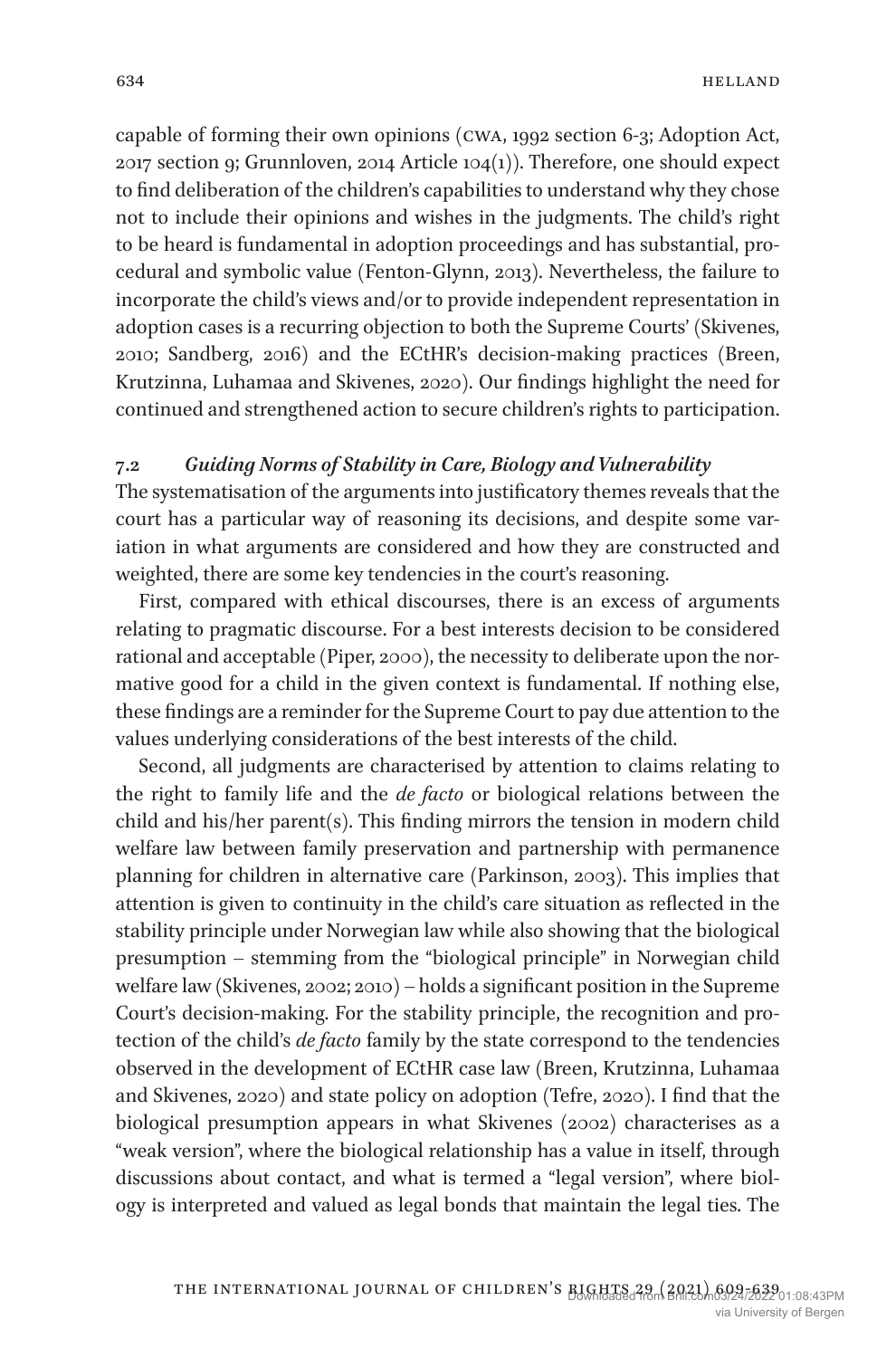capable of forming their own opinions (CWA, 1992 section 6-3; Adoption Act, 2017 section 9; Grunnloven, 2014 Article 104(1)). Therefore, one should expect to find deliberation of the children's capabilities to understand why they chose not to include their opinions and wishes in the judgments. The child's right to be heard is fundamental in adoption proceedings and has substantial, procedural and symbolic value (Fenton-Glynn, 2013). Nevertheless, the failure to incorporate the child's views and/or to provide independent representation in adoption cases is a recurring objection to both the Supreme Courts' (Skivenes, 2010; Sandberg, 2016) and the ECtHR's decision-making practices (Breen, Krutzinna, Luhamaa and Skivenes, 2020). Our findings highlight the need for continued and strengthened action to secure children's rights to participation.

### 7.2 *Guiding Norms of Stability in Care, Biology and Vulnerability*

The systematisation of the arguments into justificatory themes reveals that the court has a particular way of reasoning its decisions, and despite some variation in what arguments are considered and how they are constructed and weighted, there are some key tendencies in the court's reasoning.

First, compared with ethical discourses, there is an excess of arguments relating to pragmatic discourse. For a best interests decision to be considered rational and acceptable (Piper, 2000), the necessity to deliberate upon the normative good for a child in the given context is fundamental. If nothing else, these findings are a reminder for the Supreme Court to pay due attention to the values underlying considerations of the best interests of the child.

Second, all judgments are characterised by attention to claims relating to the right to family life and the *de facto* or biological relations between the child and his/her parent(s). This finding mirrors the tension in modern child welfare law between family preservation and partnership with permanence planning for children in alternative care (Parkinson, 2003). This implies that attention is given to continuity in the child's care situation as reflected in the stability principle under Norwegian law while also showing that the biological presumption – stemming from the "biological principle" in Norwegian child welfare law (Skivenes, 2002; 2010) – holds a significant position in the Supreme Court's decision-making. For the stability principle, the recognition and protection of the child's *de facto* family by the state correspond to the tendencies observed in the development of ECtHR case law (Breen, Krutzinna, Luhamaa and Skivenes, 2020) and state policy on adoption (Tefre, 2020). I find that the biological presumption appears in what Skivenes (2002) characterises as a "weak version", where the biological relationship has a value in itself, through discussions about contact, and what is termed a "legal version", where biology is interpreted and valued as legal bonds that maintain the legal ties. The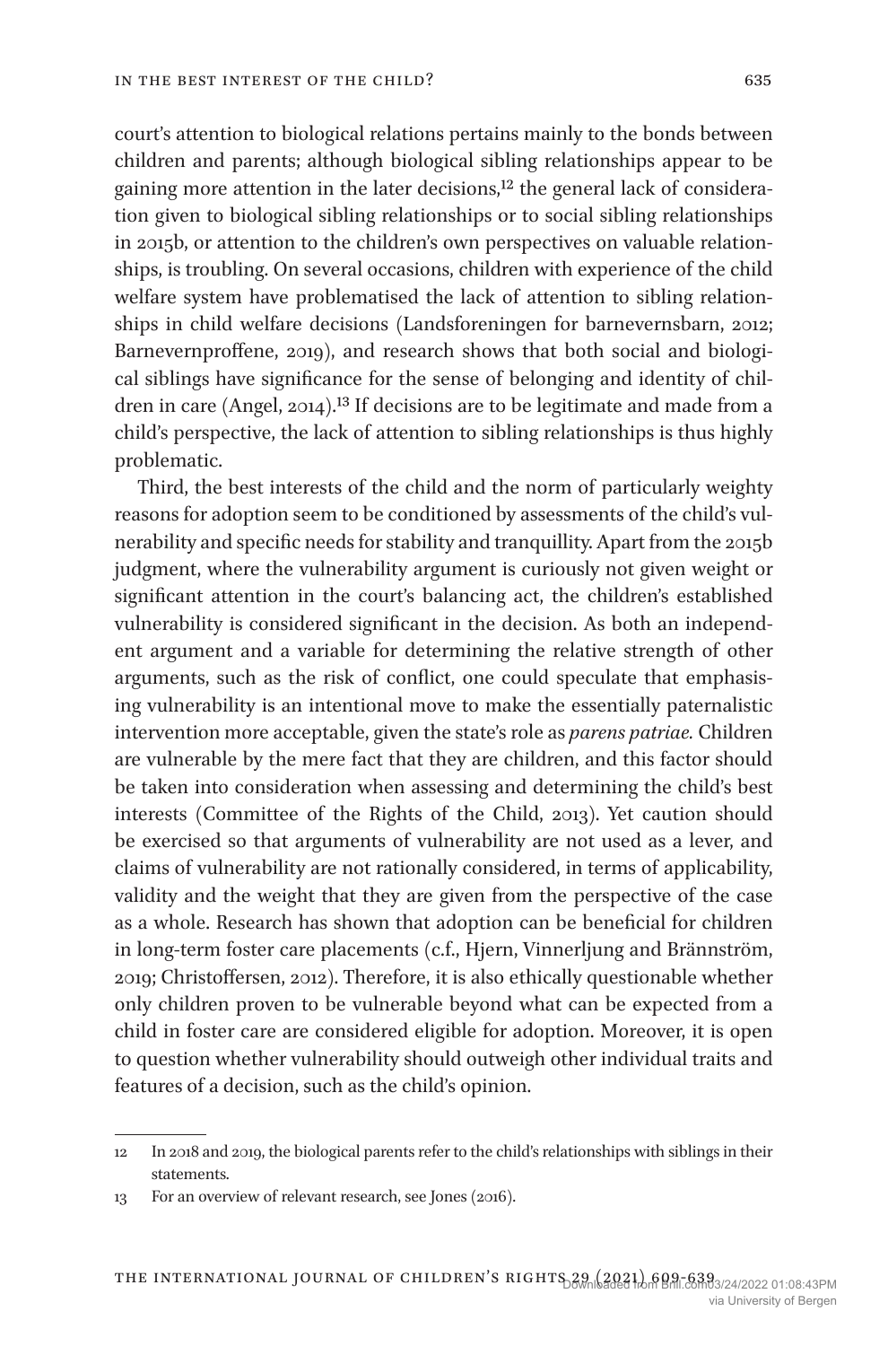court's attention to biological relations pertains mainly to the bonds between children and parents; although biological sibling relationships appear to be gaining more attention in the later decisions,[12] the general lack of consideration given to biological sibling relationships or to social sibling relationships in 2015b, or attention to the children's own perspectives on valuable relationships, is troubling. On several occasions, children with experience of the child welfare system have problematised the lack of attention to sibling relationships in child welfare decisions (Landsforeningen for barnevernsbarn, 2012; Barnevernproffene, 2019), and research shows that both social and biological siblings have significance for the sense of belonging and identity of children in care (Angel, 2014).[13] If decisions are to be legitimate and made from a child's perspective, the lack of attention to sibling relationships is thus highly problematic.

Third, the best interests of the child and the norm of particularly weighty reasons for adoption seem to be conditioned by assessments of the child's vulnerability and specific needs for stability and tranquillity. Apart from the 2015b judgment, where the vulnerability argument is curiously not given weight or significant attention in the court's balancing act, the children's established vulnerability is considered significant in the decision. As both an independent argument and a variable for determining the relative strength of other arguments, such as the risk of conflict, one could speculate that emphasising vulnerability is an intentional move to make the essentially paternalistic intervention more acceptable, given the state's role as *parens patriae*. Children are vulnerable by the mere fact that they are children, and this factor should be taken into consideration when assessing and determining the child's best interests (Committee of the Rights of the Child, 2013). Yet caution should be exercised so that arguments of vulnerability are not used as a lever, and claims of vulnerability are not rationally considered, in terms of applicability, validity and the weight that they are given from the perspective of the case as a whole. Research has shown that adoption can be beneficial for children in long-term foster care placements (c.f., Hjern, Vinnerljung and Brännström, 2019; Christoffersen, 2012). Therefore, it is also ethically questionable whether only children proven to be vulnerable beyond what can be expected from a child in foster care are considered eligible for adoption. Moreover, it is open to question whether vulnerability should outweigh other individual traits and features of a decision, such as the child's opinion.

---

12 In 2018 and 2019, the biological parents refer to the child's relationships with siblings in their statements.

13 For an overview of relevant research, see Jones (2016).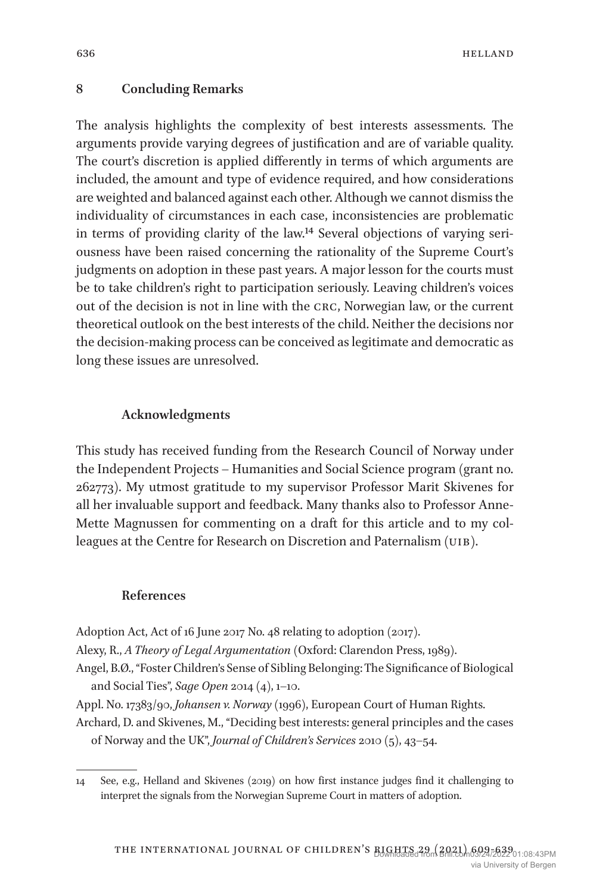## 8 Concluding Remarks

The analysis highlights the complexity of best interests assessments. The arguments provide varying degrees of justification and are of variable quality. The court's discretion is applied differently in terms of which arguments are included, the amount and type of evidence required, and how considerations are weighted and balanced against each other. Although we cannot dismiss the individuality of circumstances in each case, inconsistencies are problematic in terms of providing clarity of the law.[14] Several objections of varying seriousness have been raised concerning the rationality of the Supreme Court's judgments on adoption in these past years. A major lesson for the courts must be to take children's right to participation seriously. Leaving children's voices out of the decision is not in line with the CRC, Norwegian law, or the current theoretical outlook on the best interests of the child. Neither the decisions nor the decision-making process can be conceived as legitimate and democratic as long these issues are unresolved.

### Acknowledgments

This study has received funding from the Research Council of Norway under the Independent Projects – Humanities and Social Science program (grant no. 262773). My utmost gratitude to my supervisor Professor Marit Skivenes for all her invaluable support and feedback. Many thanks also to Professor Anne-Mette Magnussen for commenting on a draft for this article and to my colleagues at the Centre for Research on Discretion and Paternalism (UIB).

### References

Adoption Act, Act of 16 June 2017 No. 48 relating to adoption (2017).

Alexy, R., *A Theory of Legal Argumentation* (Oxford: Clarendon Press, 1989).

Angel, B.Ø., "Foster Children's Sense of Sibling Belonging: The Significance of Biological and Social Ties", *Sage Open* 2014 (4), 1–10.

Appl. No. 17383/90, *Johansen v. Norway* (1996), European Court of Human Rights.

Archard, D. and Skivenes, M., "Deciding best interests: general principles and the cases of Norway and the UK", *Journal of Children's Services* 2010 (5), 43–54.

---

14 See, e.g., Helland and Skivenes (2019) on how first instance judges find it challenging to interpret the signals from the Norwegian Supreme Court in matters of adoption.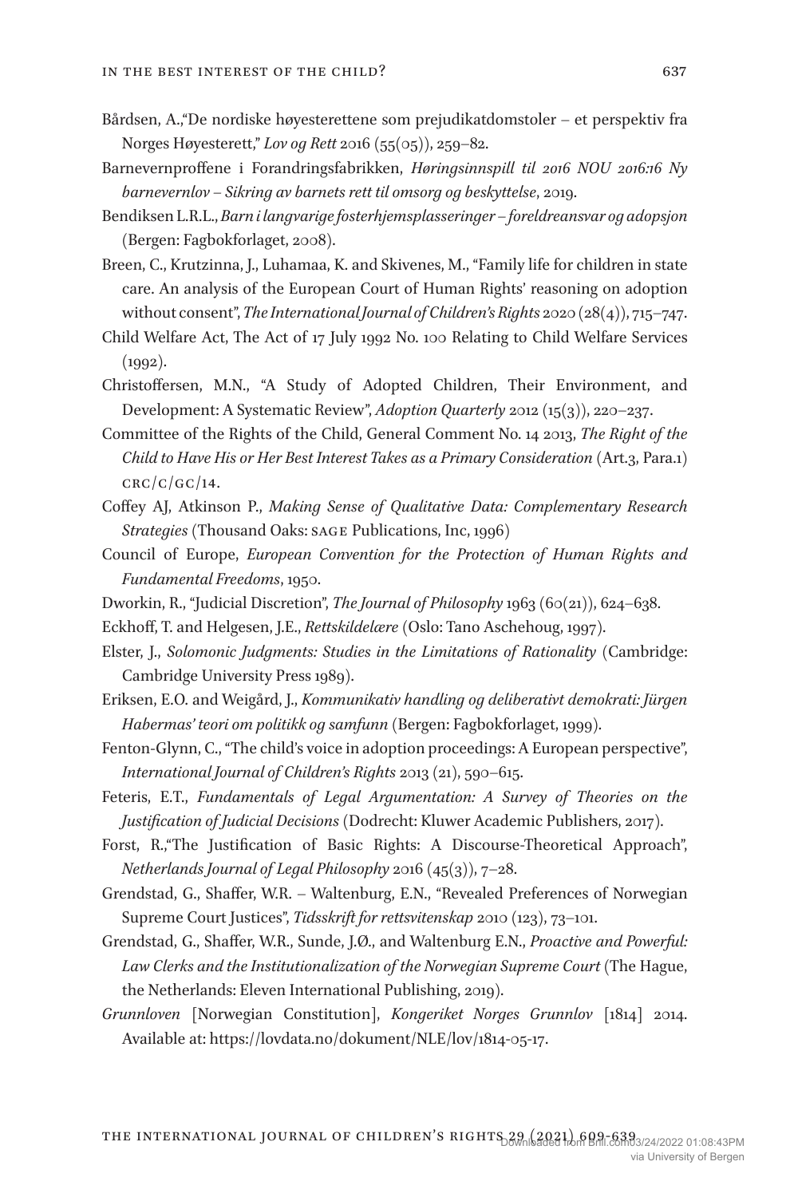Bårdsen, A.,"De nordiske høyesterettene som prejudikatdomstoler – et perspektiv fra Norges Høyesterett," *Lov og Rett* 2016 (55(05)), 259–82.

Barnevernproffene i Forandringsfabrikken, *Høringsinnspill til 2016 NOU 2016:16 Ny barnevernlov – Sikring av barnets rett til omsorg og beskyttelse*, 2019.

Bendiksen L.R.L., *Barn i langvarige fosterhjemsplasseringer – foreldreansvar og adopsjon* (Bergen: Fagbokforlaget, 2008).

Breen, C., Krutzinna, J., Luhamaa, K. and Skivenes, M., "Family life for children in state care. An analysis of the European Court of Human Rights' reasoning on adoption without consent", *The International Journal of Children's Rights* 2020 (28(4)), 715–747.

Child Welfare Act, The Act of 17 July 1992 No. 100 Relating to Child Welfare Services (1992).

Christoffersen, M.N., "A Study of Adopted Children, Their Environment, and Development: A Systematic Review", *Adoption Quarterly* 2012 (15(3)), 220–237.

Committee of the Rights of the Child, General Comment No. 14 2013, *The Right of the Child to Have His or Her Best Interest Takes as a Primary Consideration* (Art.3, Para.1) CRC/C/GC/14.

Coffey AJ, Atkinson P., *Making Sense of Qualitative Data: Complementary Research Strategies* (Thousand Oaks: SAGE Publications, Inc, 1996)

Council of Europe, *European Convention for the Protection of Human Rights and Fundamental Freedoms*, 1950.

Dworkin, R., "Judicial Discretion", *The Journal of Philosophy* 1963 (60(21)), 624–638.

Eckhoff, T. and Helgesen, J.E., *Rettskildelære* (Oslo: Tano Aschehoug, 1997).

Elster, J., *Solomonic Judgments: Studies in the Limitations of Rationality* (Cambridge: Cambridge University Press 1989).

Eriksen, E.O. and Weigård, J., *Kommunikativ handling og deliberativt demokrati: Jürgen Habermas' teori om politikk og samfunn* (Bergen: Fagbokforlaget, 1999).

Fenton-Glynn, C., "The child's voice in adoption proceedings: A European perspective", *International Journal of Children's Rights* 2013 (21), 590–615.

Feteris, E.T., *Fundamentals of Legal Argumentation: A Survey of Theories on the Justification of Judicial Decisions* (Dodrecht: Kluwer Academic Publishers, 2017).

Forst, R.,"The Justification of Basic Rights: A Discourse-Theoretical Approach", *Netherlands Journal of Legal Philosophy* 2016 (45(3)), 7–28.

Grendstad, G., Shaffer, W.R. – Waltenburg, E.N., "Revealed Preferences of Norwegian Supreme Court Justices", *Tidsskrift for rettsvitenskap* 2010 (123), 73–101.

Grendstad, G., Shaffer, W.R., Sunde, J.Ø., and Waltenburg E.N., *Proactive and Powerful: Law Clerks and the Institutionalization of the Norwegian Supreme Court* (The Hague, the Netherlands: Eleven International Publishing, 2019).

*Grunnloven* [Norwegian Constitution], *Kongeriket Norges Grunnlov* [1814] 2014. Available at: https://lovdata.no/dokument/NLE/lov/1814-05-17.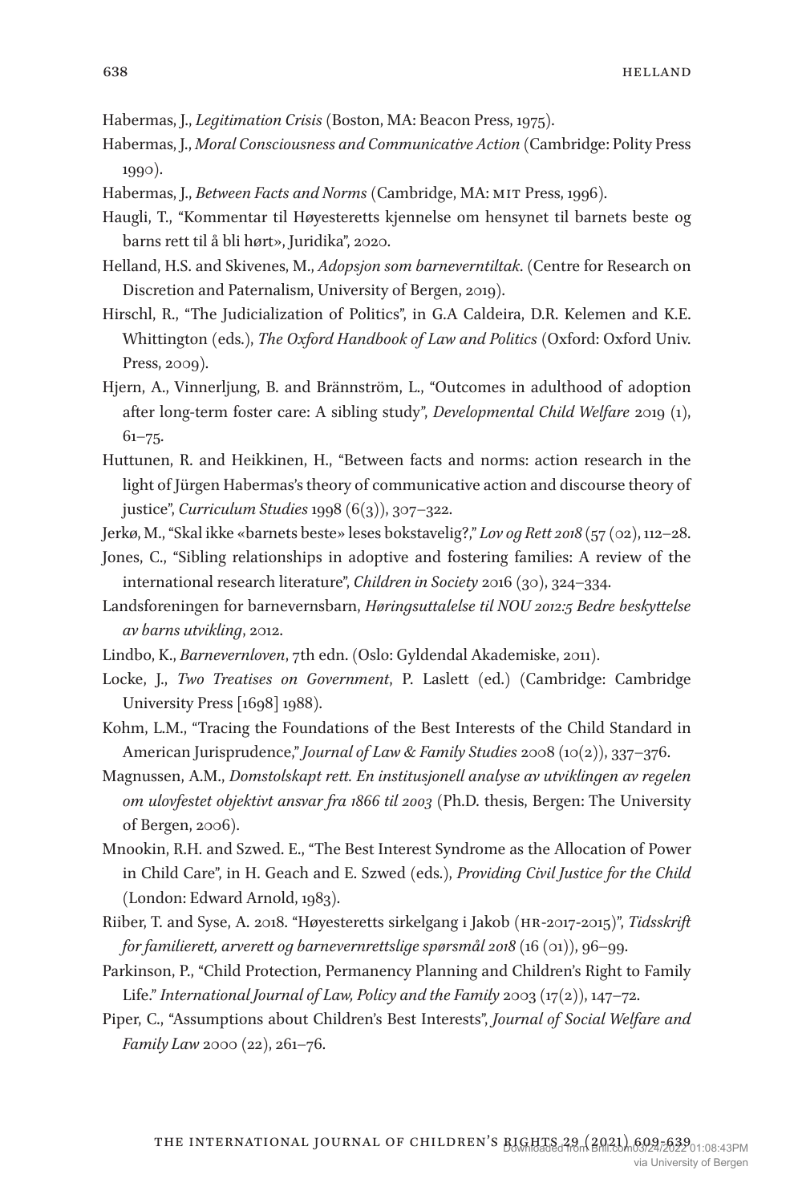Habermas, J., *Legitimation Crisis* (Boston, MA: Beacon Press, 1975).

Habermas, J., *Moral Consciousness and Communicative Action* (Cambridge: Polity Press 1990).

Habermas, J., *Between Facts and Norms* (Cambridge, MA: MIT Press, 1996).

Haugli, T., "Kommentar til Høyesteretts kjennelse om hensynet til barnets beste og barns rett til å bli hørt», Juridika", 2020.

Helland, H.S. and Skivenes, M., *Adopsjon som barneverntiltak*. (Centre for Research on Discretion and Paternalism, University of Bergen, 2019).

Hirschl, R., "The Judicialization of Politics", in G.A Caldeira, D.R. Kelemen and K.E. Whittington (eds.), *The Oxford Handbook of Law and Politics* (Oxford: Oxford Univ. Press, 2009).

Hjern, A., Vinnerljung, B. and Brännström, L., "Outcomes in adulthood of adoption after long-term foster care: A sibling study", *Developmental Child Welfare* 2019 (1), 61–75.

Huttunen, R. and Heikkinen, H., "Between facts and norms: action research in the light of Jürgen Habermas's theory of communicative action and discourse theory of justice", *Curriculum Studies* 1998 (6(3)), 307–322.

Jerkø, M., "Skal ikke «barnets beste» leses bokstavelig?," *Lov og Rett 2018* (57 (02), 112–28.

Jones, C., "Sibling relationships in adoptive and fostering families: A review of the international research literature", *Children in Society* 2016 (30), 324–334.

Landsforeningen for barnevernsbarn, *Høringsuttalelse til NOU 2012:5 Bedre beskyttelse av barns utvikling*, 2012.

Lindbo, K., *Barnevernloven*, 7th edn. (Oslo: Gyldendal Akademiske, 2011).

Locke, J., *Two Treatises on Government*, P. Laslett (ed.) (Cambridge: Cambridge University Press [1698] 1988).

Kohm, L.M., "Tracing the Foundations of the Best Interests of the Child Standard in American Jurisprudence," *Journal of Law & Family Studies* 2008 (10(2)), 337–376.

Magnussen, A.M., *Domstolskapt rett. En institusjonell analyse av utviklingen av regelen om ulovfestet objektivt ansvar fra 1866 til 2003* (Ph.D. thesis, Bergen: The University of Bergen, 2006).

Mnookin, R.H. and Szwed. E., "The Best Interest Syndrome as the Allocation of Power in Child Care", in H. Geach and E. Szwed (eds.), *Providing Civil Justice for the Child* (London: Edward Arnold, 1983).

Riiber, T. and Syse, A. 2018. "Høyesteretts sirkelgang i Jakob (HR-2017-2015)", *Tidsskrift for familierett, arverett og barnevernrettslige spørsmål 2018* (16 (01)), 96–99.

Parkinson, P., "Child Protection, Permanency Planning and Children's Right to Family Life." *International Journal of Law, Policy and the Family* 2003 (17(2)), 147–72.

Piper, C., "Assumptions about Children's Best Interests", *Journal of Social Welfare and Family Law* 2000 (22), 261–76.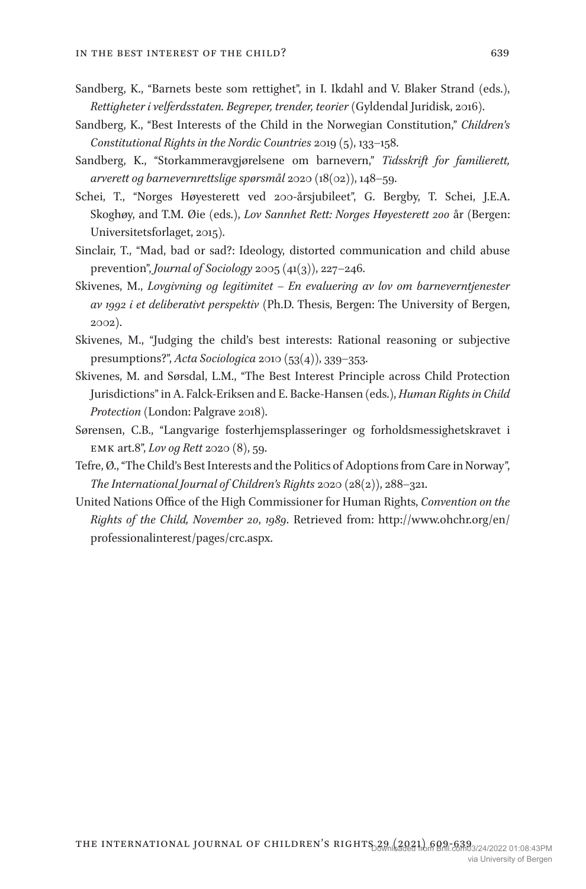Sandberg, K., "Barnets beste som rettighet", in I. Ikdahl and V. Blaker Strand (eds.), *Rettigheter i velferdsstaten. Begreper, trender, teorier* (Gyldendal Juridisk, 2016).

Sandberg, K., "Best Interests of the Child in the Norwegian Constitution," *Children's Constitutional Rights in the Nordic Countries* 2019 (5), 133–158.

Sandberg, K., "Storkammeravgjørelsene om barnevern," *Tidsskrift for familierett, arverett og barnevernrettslige spørsmål* 2020 (18(02)), 148–59.

Schei, T., "Norges Høyesterett ved 200-årsjubileet", G. Bergby, T. Schei, J.E.A. Skoghøy, and T.M. Øie (eds.), *Lov Sannhet Rett: Norges Høyesterett 200* år (Bergen: Universitetsforlaget, 2015).

Sinclair, T., "Mad, bad or sad?: Ideology, distorted communication and child abuse prevention", *Journal of Sociology* 2005 (41(3)), 227–246.

Skivenes, M., *Lovgivning og legitimitet – En evaluering av lov om barneverntjenester av 1992 i et deliberativt perspektiv* (Ph.D. Thesis, Bergen: The University of Bergen, 2002).

Skivenes, M., "Judging the child's best interests: Rational reasoning or subjective presumptions?", *Acta Sociologica* 2010 (53(4)), 339–353.

Skivenes, M. and Sørsdal, L.M., "The Best Interest Principle across Child Protection Jurisdictions" in A. Falck-Eriksen and E. Backe-Hansen (eds.), *Human Rights in Child Protection* (London: Palgrave 2018).

Sørensen, C.B., "Langvarige fosterhjemsplasseringer og forholdsmessighetskravet i EMK art.8", *Lov og Rett* 2020 (8), 59.

Tefre, Ø., "The Child's Best Interests and the Politics of Adoptions from Care in Norway", *The International Journal of Children's Rights* 2020 (28(2)), 288–321.

United Nations Office of the High Commissioner for Human Rights, *Convention on the Rights of the Child, November 20, 1989*. Retrieved from: http://www.ohchr.org/en/professionalinterest/pages/crc.aspx.